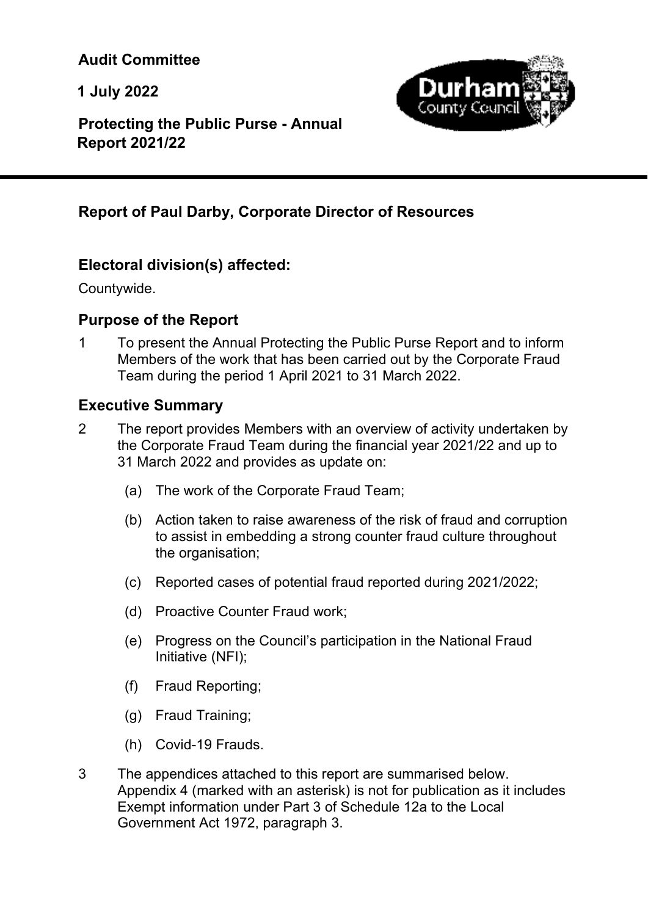**Audit Committee**

**1 July 2022**

**Protecting the Public Purse - Annual Report 2021/22**

---

## Report of Paul Darby, Corporate Director of Resources

## Electoral division(s) affected:

Countywide.

## Purpose of the Report

1 To present the Annual Protecting the Public Purse Report and to inform Members of the work that has been carried out by the Corporate Fraud Team during the period 1 April 2021 to 31 March 2022.

## Executive Summary

2 The report provides Members with an overview of activity undertaken by the Corporate Fraud Team during the financial year 2021/22 and up to 31 March 2022 and provides as update on:

(a) The work of the Corporate Fraud Team;

(b) Action taken to raise awareness of the risk of fraud and corruption to assist in embedding a strong counter fraud culture throughout the organisation;

(c) Reported cases of potential fraud reported during 2021/2022;

(d) Proactive Counter Fraud work;

(e) Progress on the Council's participation in the National Fraud Initiative (NFI);

(f) Fraud Reporting;

(g) Fraud Training;

(h) Covid-19 Frauds.

3 The appendices attached to this report are summarised below. Appendix 4 (marked with an asterisk) is not for publication as it includes Exempt information under Part 3 of Schedule 12a to the Local Government Act 1972, paragraph 3.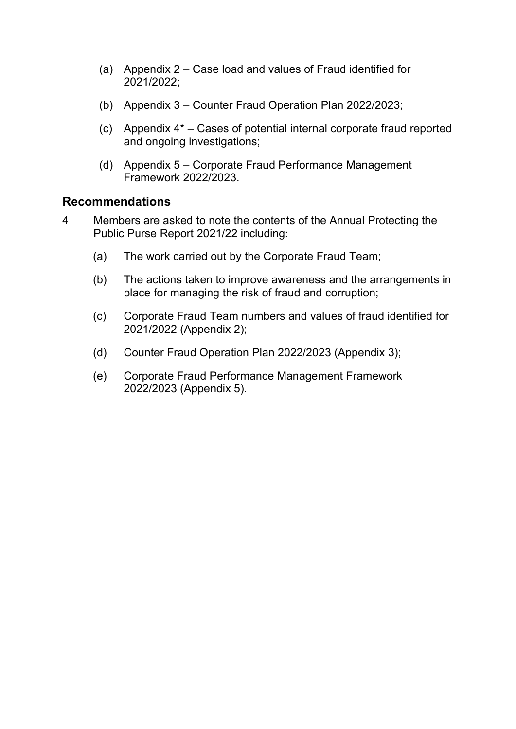(a) Appendix 2 – Case load and values of Fraud identified for 2021/2022;

(b) Appendix 3 – Counter Fraud Operation Plan 2022/2023;

(c) Appendix 4* – Cases of potential internal corporate fraud reported and ongoing investigations;

(d) Appendix 5 – Corporate Fraud Performance Management Framework 2022/2023.

## Recommendations

4 Members are asked to note the contents of the Annual Protecting the Public Purse Report 2021/22 including:

(a) The work carried out by the Corporate Fraud Team;

(b) The actions taken to improve awareness and the arrangements in place for managing the risk of fraud and corruption;

(c) Corporate Fraud Team numbers and values of fraud identified for 2021/2022 (Appendix 2);

(d) Counter Fraud Operation Plan 2022/2023 (Appendix 3);

(e) Corporate Fraud Performance Management Framework 2022/2023 (Appendix 5).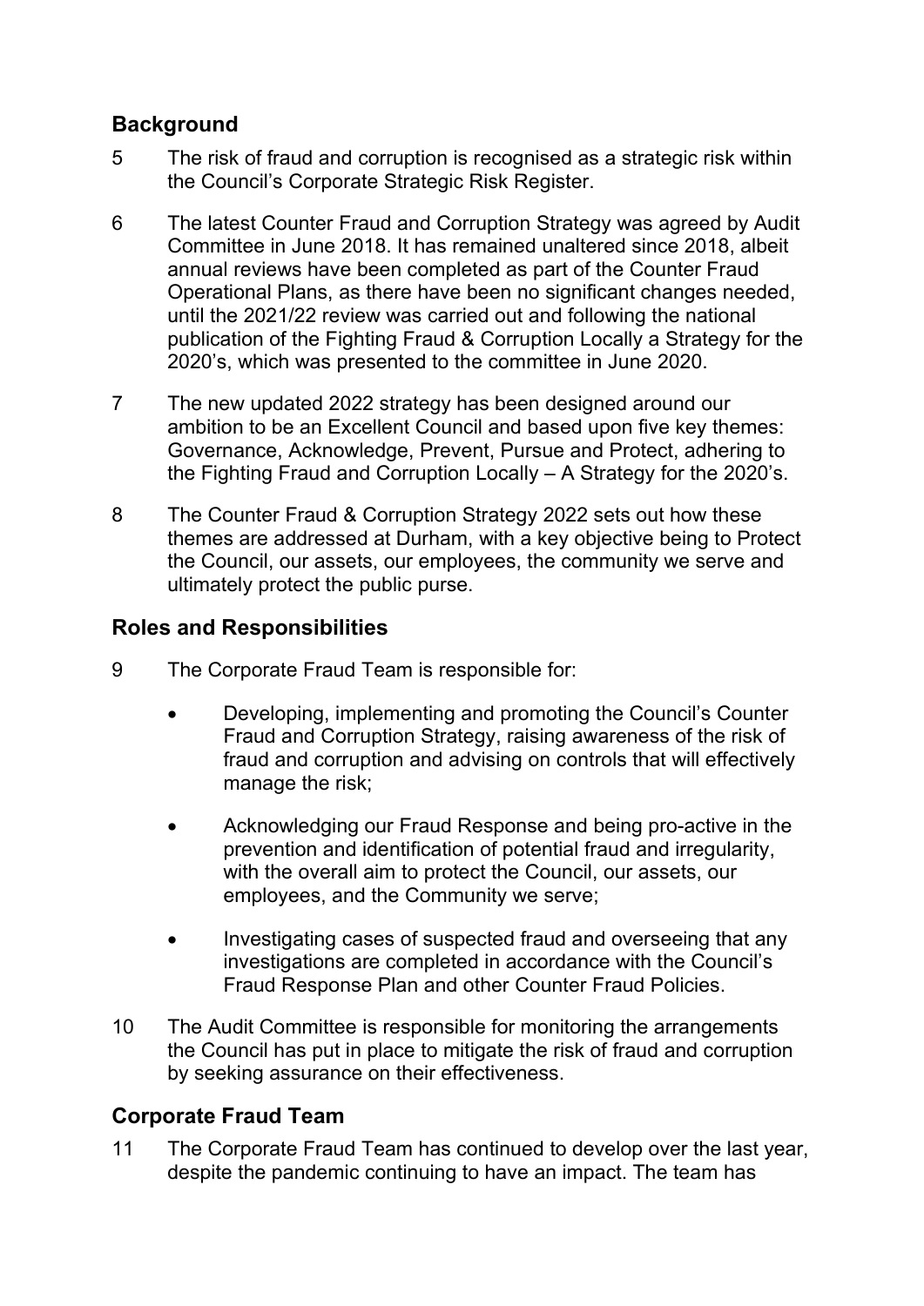## Background

5 The risk of fraud and corruption is recognised as a strategic risk within the Council's Corporate Strategic Risk Register.

6 The latest Counter Fraud and Corruption Strategy was agreed by Audit Committee in June 2018. It has remained unaltered since 2018, albeit annual reviews have been completed as part of the Counter Fraud Operational Plans, as there have been no significant changes needed, until the 2021/22 review was carried out and following the national publication of the Fighting Fraud & Corruption Locally a Strategy for the 2020's, which was presented to the committee in June 2020.

7 The new updated 2022 strategy has been designed around our ambition to be an Excellent Council and based upon five key themes: Governance, Acknowledge, Prevent, Pursue and Protect, adhering to the Fighting Fraud and Corruption Locally – A Strategy for the 2020's.

8 The Counter Fraud & Corruption Strategy 2022 sets out how these themes are addressed at Durham, with a key objective being to Protect the Council, our assets, our employees, the community we serve and ultimately protect the public purse.

## Roles and Responsibilities

9 The Corporate Fraud Team is responsible for:

- Developing, implementing and promoting the Council's Counter Fraud and Corruption Strategy, raising awareness of the risk of fraud and corruption and advising on controls that will effectively manage the risk;

- Acknowledging our Fraud Response and being pro-active in the prevention and identification of potential fraud and irregularity, with the overall aim to protect the Council, our assets, our employees, and the Community we serve;

- Investigating cases of suspected fraud and overseeing that any investigations are completed in accordance with the Council's Fraud Response Plan and other Counter Fraud Policies.

10 The Audit Committee is responsible for monitoring the arrangements the Council has put in place to mitigate the risk of fraud and corruption by seeking assurance on their effectiveness.

## Corporate Fraud Team

11 The Corporate Fraud Team has continued to develop over the last year, despite the pandemic continuing to have an impact. The team has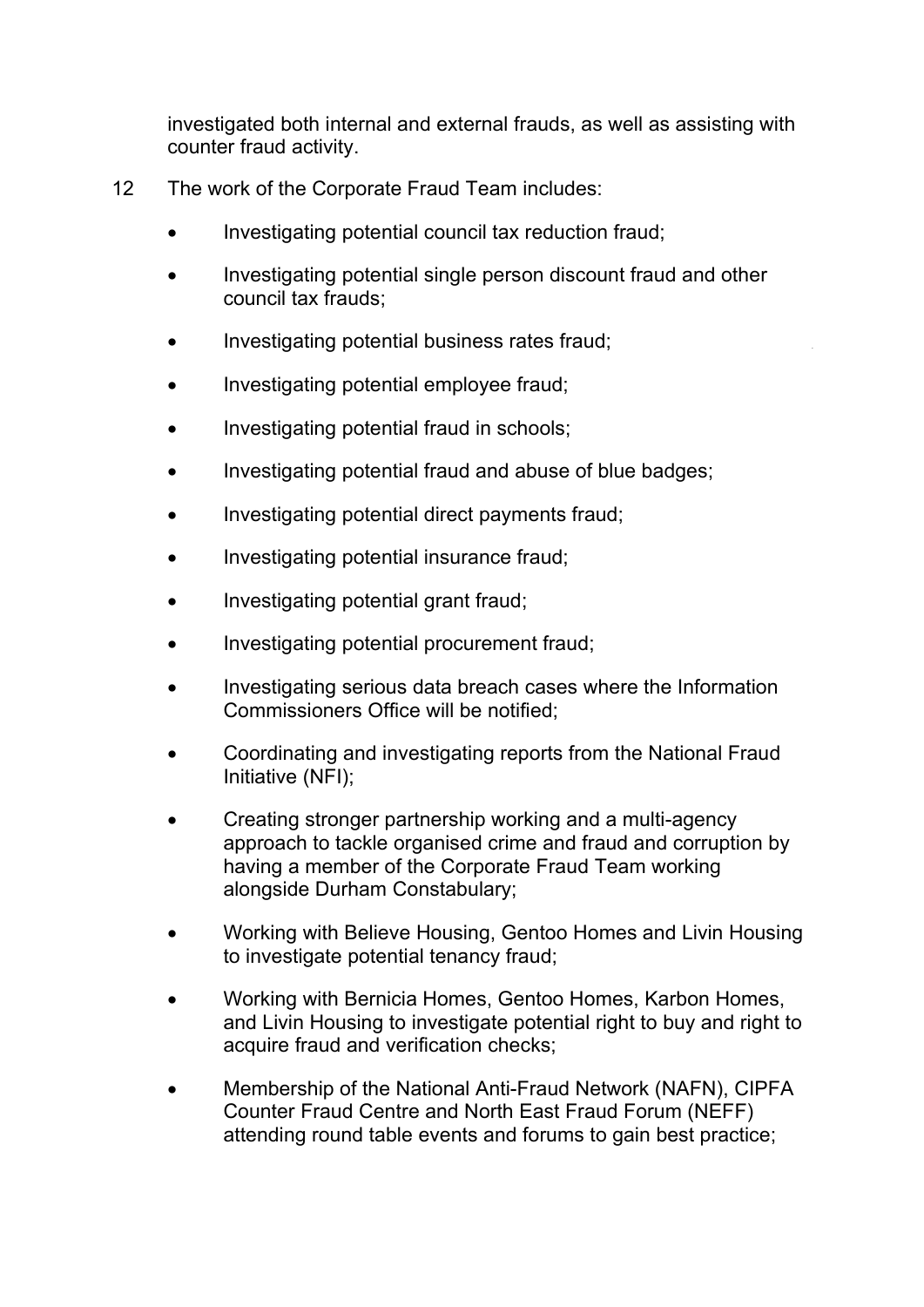investigated both internal and external frauds, as well as assisting with counter fraud activity.

12 The work of the Corporate Fraud Team includes:

- Investigating potential council tax reduction fraud;
- Investigating potential single person discount fraud and other council tax frauds;
- Investigating potential business rates fraud;
- Investigating potential employee fraud;
- Investigating potential fraud in schools;
- Investigating potential fraud and abuse of blue badges;
- Investigating potential direct payments fraud;
- Investigating potential insurance fraud;
- Investigating potential grant fraud;
- Investigating potential procurement fraud;
- Investigating serious data breach cases where the Information Commissioners Office will be notified;
- Coordinating and investigating reports from the National Fraud Initiative (NFI);
- Creating stronger partnership working and a multi-agency approach to tackle organised crime and fraud and corruption by having a member of the Corporate Fraud Team working alongside Durham Constabulary;
- Working with Believe Housing, Gentoo Homes and Livin Housing to investigate potential tenancy fraud;
- Working with Bernicia Homes, Gentoo Homes, Karbon Homes, and Livin Housing to investigate potential right to buy and right to acquire fraud and verification checks;
- Membership of the National Anti-Fraud Network (NAFN), CIPFA Counter Fraud Centre and North East Fraud Forum (NEFF) attending round table events and forums to gain best practice;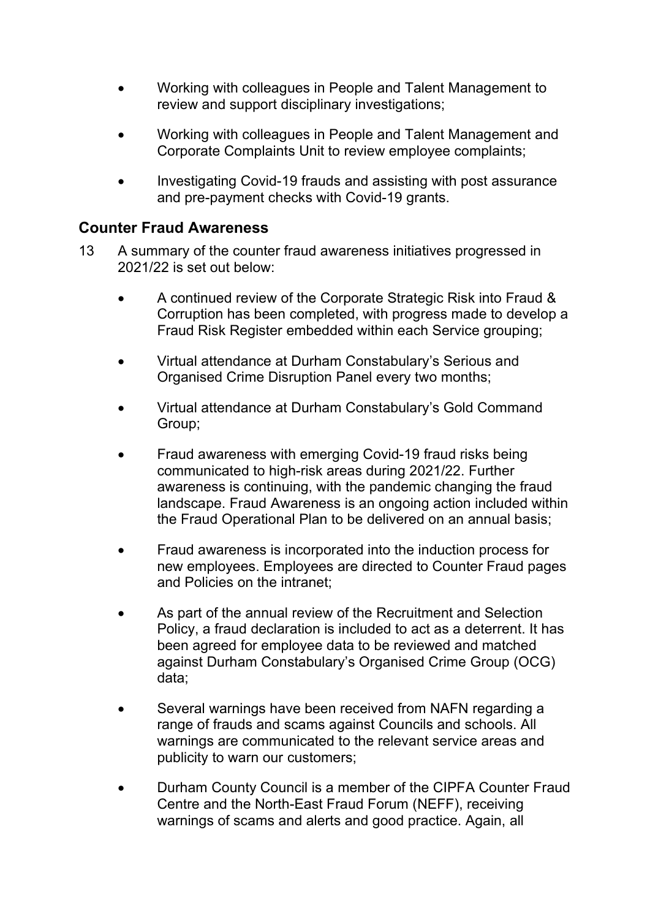- Working with colleagues in People and Talent Management to review and support disciplinary investigations;
- Working with colleagues in People and Talent Management and Corporate Complaints Unit to review employee complaints;
- Investigating Covid-19 frauds and assisting with post assurance and pre-payment checks with Covid-19 grants.

## Counter Fraud Awareness

13 A summary of the counter fraud awareness initiatives progressed in 2021/22 is set out below:

- A continued review of the Corporate Strategic Risk into Fraud & Corruption has been completed, with progress made to develop a Fraud Risk Register embedded within each Service grouping;
- Virtual attendance at Durham Constabulary's Serious and Organised Crime Disruption Panel every two months;
- Virtual attendance at Durham Constabulary's Gold Command Group;
- Fraud awareness with emerging Covid-19 fraud risks being communicated to high-risk areas during 2021/22. Further awareness is continuing, with the pandemic changing the fraud landscape. Fraud Awareness is an ongoing action included within the Fraud Operational Plan to be delivered on an annual basis;
- Fraud awareness is incorporated into the induction process for new employees. Employees are directed to Counter Fraud pages and Policies on the intranet;
- As part of the annual review of the Recruitment and Selection Policy, a fraud declaration is included to act as a deterrent. It has been agreed for employee data to be reviewed and matched against Durham Constabulary's Organised Crime Group (OCG) data;
- Several warnings have been received from NAFN regarding a range of frauds and scams against Councils and schools. All warnings are communicated to the relevant service areas and publicity to warn our customers;
- Durham County Council is a member of the CIPFA Counter Fraud Centre and the North-East Fraud Forum (NEFF), receiving warnings of scams and alerts and good practice. Again, all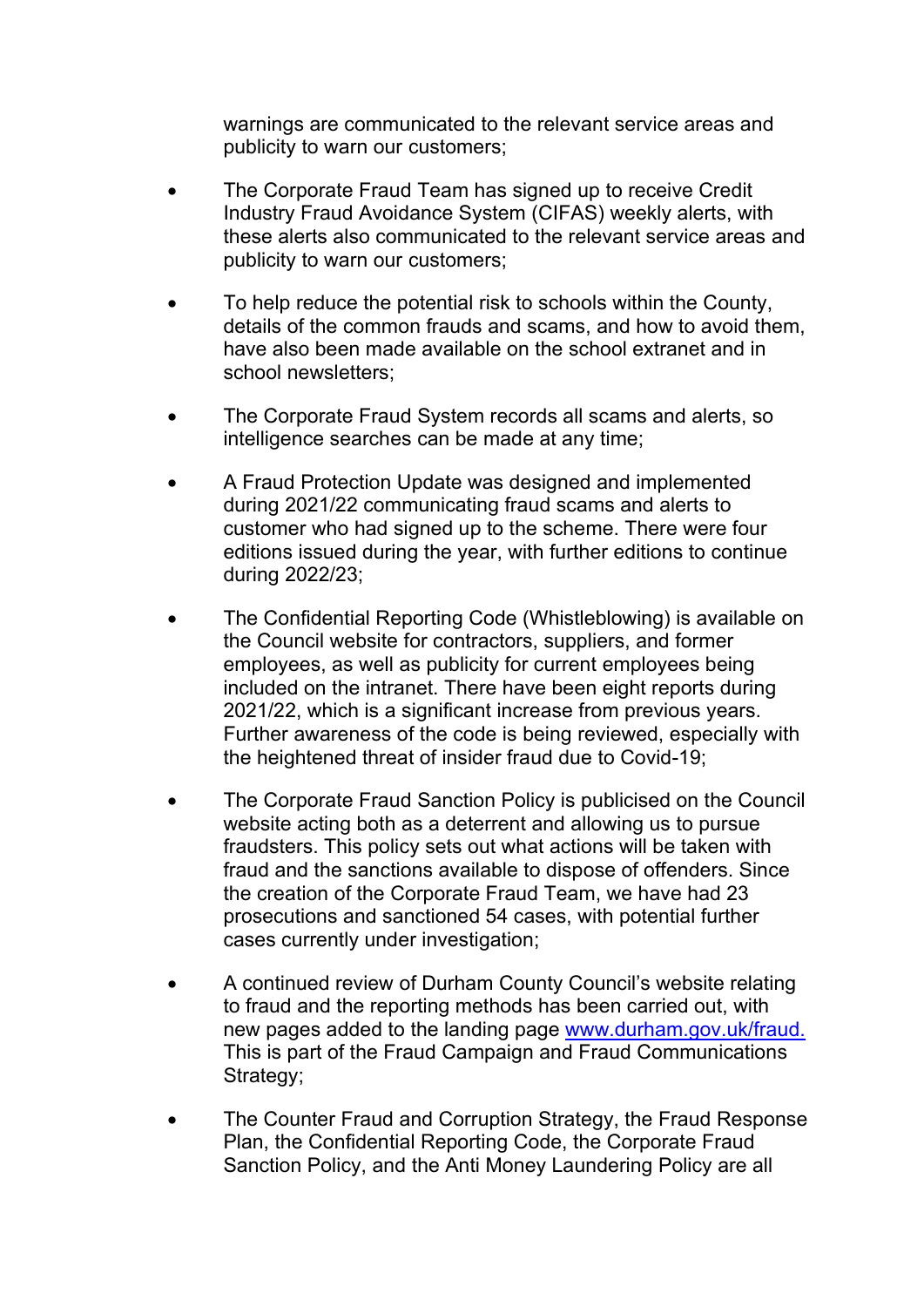warnings are communicated to the relevant service areas and publicity to warn our customers;

- The Corporate Fraud Team has signed up to receive Credit Industry Fraud Avoidance System (CIFAS) weekly alerts, with these alerts also communicated to the relevant service areas and publicity to warn our customers;

- To help reduce the potential risk to schools within the County, details of the common frauds and scams, and how to avoid them, have also been made available on the school extranet and in school newsletters;

- The Corporate Fraud System records all scams and alerts, so intelligence searches can be made at any time;

- A Fraud Protection Update was designed and implemented during 2021/22 communicating fraud scams and alerts to customer who had signed up to the scheme. There were four editions issued during the year, with further editions to continue during 2022/23;

- The Confidential Reporting Code (Whistleblowing) is available on the Council website for contractors, suppliers, and former employees, as well as publicity for current employees being included on the intranet. There have been eight reports during 2021/22, which is a significant increase from previous years. Further awareness of the code is being reviewed, especially with the heightened threat of insider fraud due to Covid-19;

- The Corporate Fraud Sanction Policy is publicised on the Council website acting both as a deterrent and allowing us to pursue fraudsters. This policy sets out what actions will be taken with fraud and the sanctions available to dispose of offenders. Since the creation of the Corporate Fraud Team, we have had 23 prosecutions and sanctioned 54 cases, with potential further cases currently under investigation;

- A continued review of Durham County Council's website relating to fraud and the reporting methods has been carried out, with new pages added to the landing page [www.durham.gov.uk/fraud.](www.durham.gov.uk/fraud) This is part of the Fraud Campaign and Fraud Communications Strategy;

- The Counter Fraud and Corruption Strategy, the Fraud Response Plan, the Confidential Reporting Code, the Corporate Fraud Sanction Policy, and the Anti Money Laundering Policy are all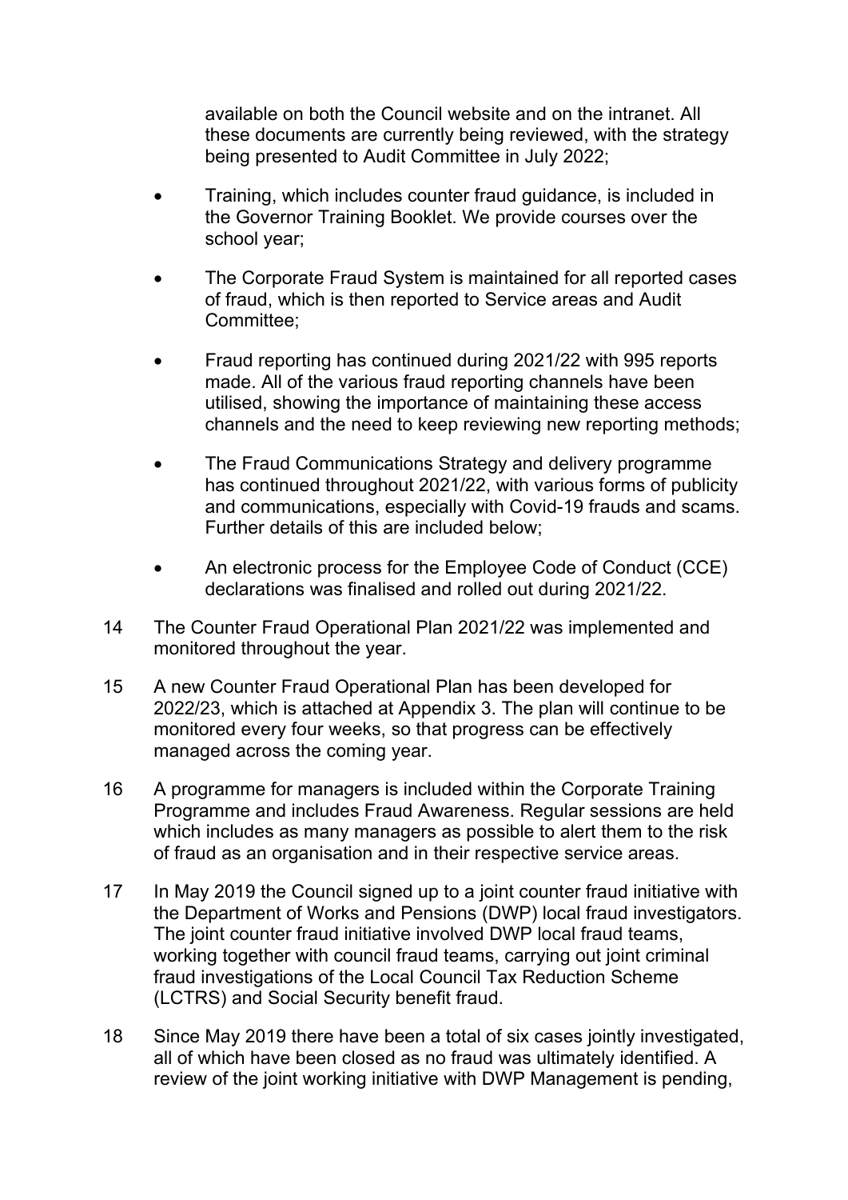available on both the Council website and on the intranet. All these documents are currently being reviewed, with the strategy being presented to Audit Committee in July 2022;

- Training, which includes counter fraud guidance, is included in the Governor Training Booklet. We provide courses over the school year;
- The Corporate Fraud System is maintained for all reported cases of fraud, which is then reported to Service areas and Audit Committee;
- Fraud reporting has continued during 2021/22 with 995 reports made. All of the various fraud reporting channels have been utilised, showing the importance of maintaining these access channels and the need to keep reviewing new reporting methods;
- The Fraud Communications Strategy and delivery programme has continued throughout 2021/22, with various forms of publicity and communications, especially with Covid-19 frauds and scams. Further details of this are included below;
- An electronic process for the Employee Code of Conduct (CCE) declarations was finalised and rolled out during 2021/22.

14 The Counter Fraud Operational Plan 2021/22 was implemented and monitored throughout the year.

15 A new Counter Fraud Operational Plan has been developed for 2022/23, which is attached at Appendix 3. The plan will continue to be monitored every four weeks, so that progress can be effectively managed across the coming year.

16 A programme for managers is included within the Corporate Training Programme and includes Fraud Awareness. Regular sessions are held which includes as many managers as possible to alert them to the risk of fraud as an organisation and in their respective service areas.

17 In May 2019 the Council signed up to a joint counter fraud initiative with the Department of Works and Pensions (DWP) local fraud investigators. The joint counter fraud initiative involved DWP local fraud teams, working together with council fraud teams, carrying out joint criminal fraud investigations of the Local Council Tax Reduction Scheme (LCTRS) and Social Security benefit fraud.

18 Since May 2019 there have been a total of six cases jointly investigated, all of which have been closed as no fraud was ultimately identified. A review of the joint working initiative with DWP Management is pending,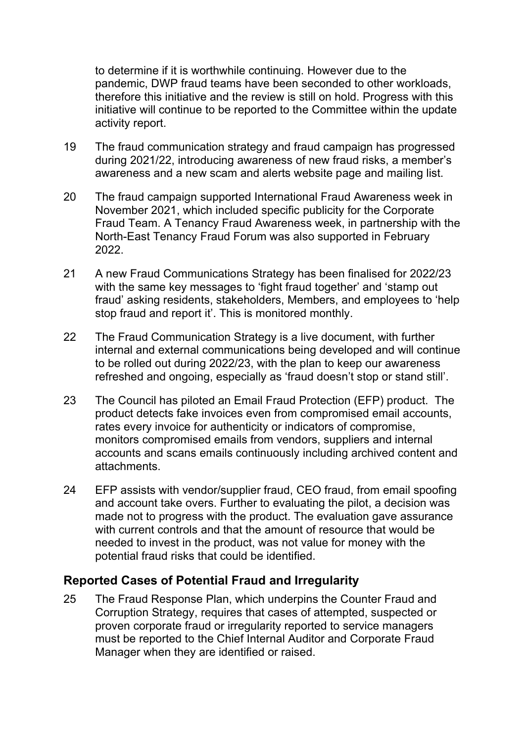to determine if it is worthwhile continuing. However due to the pandemic, DWP fraud teams have been seconded to other workloads, therefore this initiative and the review is still on hold. Progress with this initiative will continue to be reported to the Committee within the update activity report.

19 The fraud communication strategy and fraud campaign has progressed during 2021/22, introducing awareness of new fraud risks, a member's awareness and a new scam and alerts website page and mailing list.

20 The fraud campaign supported International Fraud Awareness week in November 2021, which included specific publicity for the Corporate Fraud Team. A Tenancy Fraud Awareness week, in partnership with the North-East Tenancy Fraud Forum was also supported in February 2022.

21 A new Fraud Communications Strategy has been finalised for 2022/23 with the same key messages to 'fight fraud together' and 'stamp out fraud' asking residents, stakeholders, Members, and employees to 'help stop fraud and report it'. This is monitored monthly.

22 The Fraud Communication Strategy is a live document, with further internal and external communications being developed and will continue to be rolled out during 2022/23, with the plan to keep our awareness refreshed and ongoing, especially as 'fraud doesn't stop or stand still'.

23 The Council has piloted an Email Fraud Protection (EFP) product. The product detects fake invoices even from compromised email accounts, rates every invoice for authenticity or indicators of compromise, monitors compromised emails from vendors, suppliers and internal accounts and scans emails continuously including archived content and attachments.

24 EFP assists with vendor/supplier fraud, CEO fraud, from email spoofing and account take overs. Further to evaluating the pilot, a decision was made not to progress with the product. The evaluation gave assurance with current controls and that the amount of resource that would be needed to invest in the product, was not value for money with the potential fraud risks that could be identified.

## Reported Cases of Potential Fraud and Irregularity

25 The Fraud Response Plan, which underpins the Counter Fraud and Corruption Strategy, requires that cases of attempted, suspected or proven corporate fraud or irregularity reported to service managers must be reported to the Chief Internal Auditor and Corporate Fraud Manager when they are identified or raised.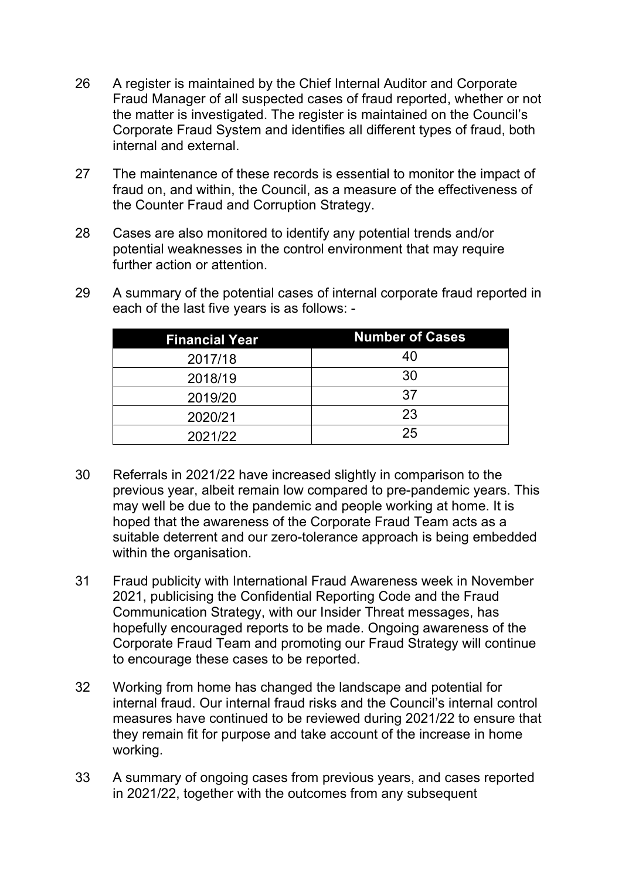26 A register is maintained by the Chief Internal Auditor and Corporate Fraud Manager of all suspected cases of fraud reported, whether or not the matter is investigated. The register is maintained on the Council's Corporate Fraud System and identifies all different types of fraud, both internal and external.

27 The maintenance of these records is essential to monitor the impact of fraud on, and within, the Council, as a measure of the effectiveness of the Counter Fraud and Corruption Strategy.

28 Cases are also monitored to identify any potential trends and/or potential weaknesses in the control environment that may require further action or attention.

29 A summary of the potential cases of internal corporate fraud reported in each of the last five years is as follows: -

| Financial Year | Number of Cases |
|---|---|
| 2017/18 | 40 |
| 2018/19 | 30 |
| 2019/20 | 37 |
| 2020/21 | 23 |
| 2021/22 | 25 |

30 Referrals in 2021/22 have increased slightly in comparison to the previous year, albeit remain low compared to pre-pandemic years. This may well be due to the pandemic and people working at home. It is hoped that the awareness of the Corporate Fraud Team acts as a suitable deterrent and our zero-tolerance approach is being embedded within the organisation.

31 Fraud publicity with International Fraud Awareness week in November 2021, publicising the Confidential Reporting Code and the Fraud Communication Strategy, with our Insider Threat messages, has hopefully encouraged reports to be made. Ongoing awareness of the Corporate Fraud Team and promoting our Fraud Strategy will continue to encourage these cases to be reported.

32 Working from home has changed the landscape and potential for internal fraud. Our internal fraud risks and the Council's internal control measures have continued to be reviewed during 2021/22 to ensure that they remain fit for purpose and take account of the increase in home working.

33 A summary of ongoing cases from previous years, and cases reported in 2021/22, together with the outcomes from any subsequent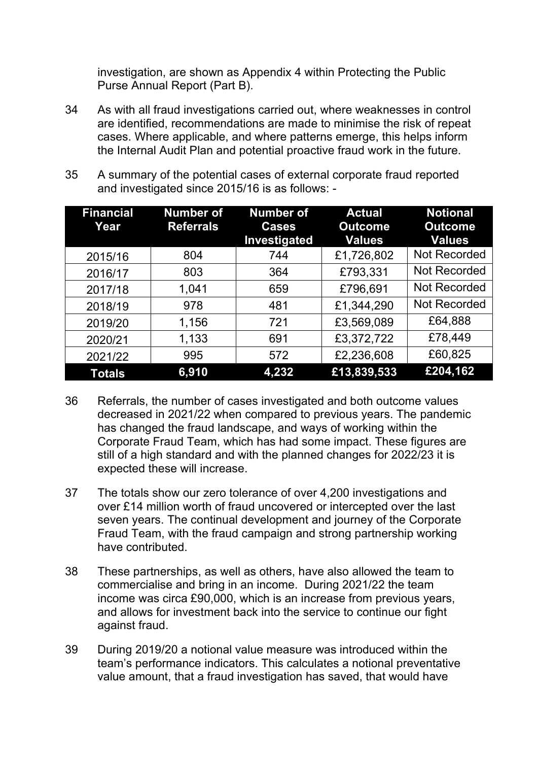investigation, are shown as Appendix 4 within Protecting the Public Purse Annual Report (Part B).

34 As with all fraud investigations carried out, where weaknesses in control are identified, recommendations are made to minimise the risk of repeat cases. Where applicable, and where patterns emerge, this helps inform the Internal Audit Plan and potential proactive fraud work in the future.

35 A summary of the potential cases of external corporate fraud reported and investigated since 2015/16 is as follows: -

| Financial Year | Number of Referrals | Number of Cases Investigated | Actual Outcome Values | Notional Outcome Values |
|---|---|---|---|---|
| 2015/16 | 804 | 744 | £1,726,802 | Not Recorded |
| 2016/17 | 803 | 364 | £793,331 | Not Recorded |
| 2017/18 | 1,041 | 659 | £796,691 | Not Recorded |
| 2018/19 | 978 | 481 | £1,344,290 | Not Recorded |
| 2019/20 | 1,156 | 721 | £3,569,089 | £64,888 |
| 2020/21 | 1,133 | 691 | £3,372,722 | £78,449 |
| 2021/22 | 995 | 572 | £2,236,608 | £60,825 |
| **Totals** | **6,910** | **4,232** | **£13,839,533** | **£204,162** |

36 Referrals, the number of cases investigated and both outcome values decreased in 2021/22 when compared to previous years. The pandemic has changed the fraud landscape, and ways of working within the Corporate Fraud Team, which has had some impact. These figures are still of a high standard and with the planned changes for 2022/23 it is expected these will increase.

37 The totals show our zero tolerance of over 4,200 investigations and over £14 million worth of fraud uncovered or intercepted over the last seven years. The continual development and journey of the Corporate Fraud Team, with the fraud campaign and strong partnership working have contributed.

38 These partnerships, as well as others, have also allowed the team to commercialise and bring in an income. During 2021/22 the team income was circa £90,000, which is an increase from previous years, and allows for investment back into the service to continue our fight against fraud.

39 During 2019/20 a notional value measure was introduced within the team's performance indicators. This calculates a notional preventative value amount, that a fraud investigation has saved, that would have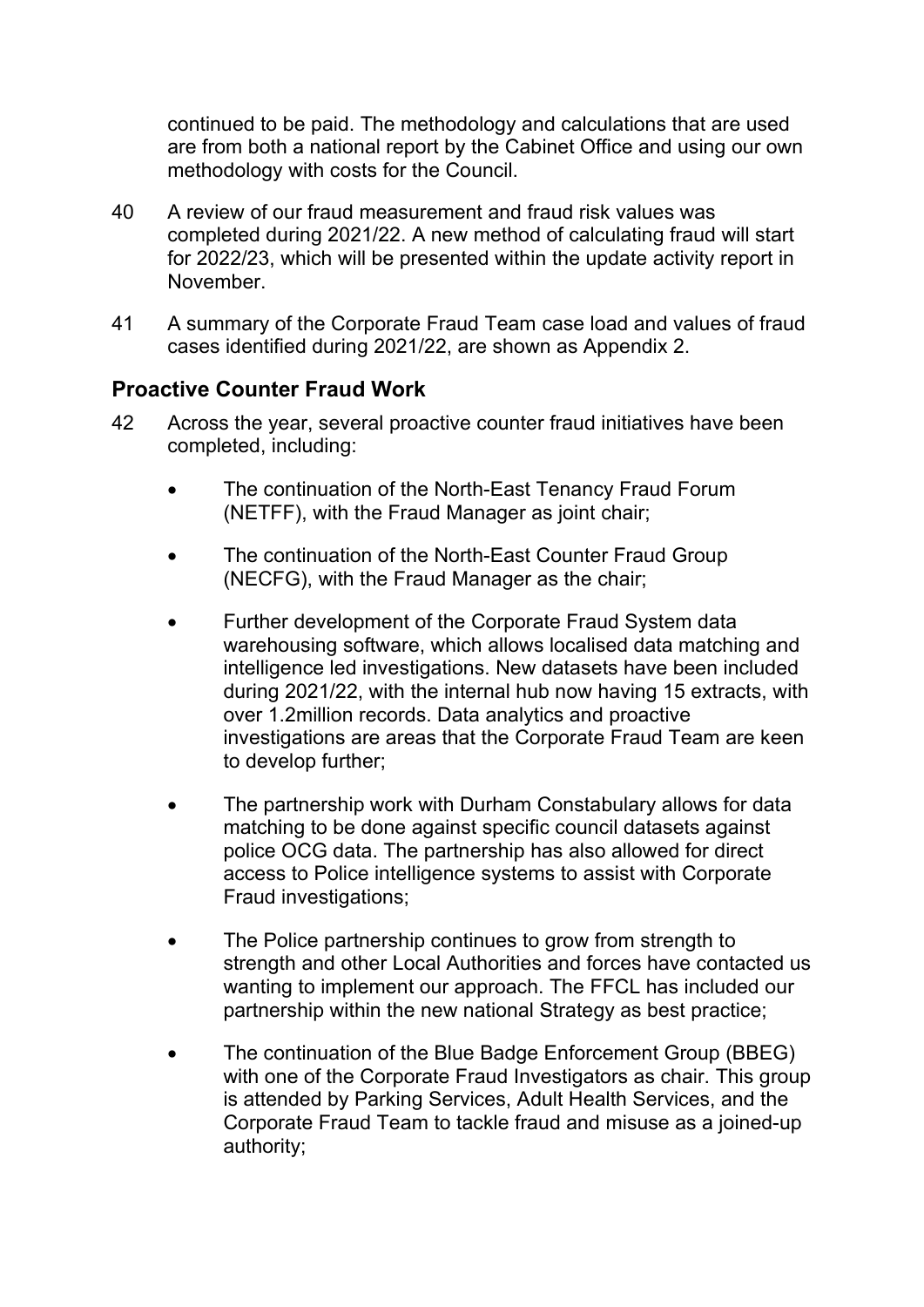continued to be paid. The methodology and calculations that are used are from both a national report by the Cabinet Office and using our own methodology with costs for the Council.

40 A review of our fraud measurement and fraud risk values was completed during 2021/22. A new method of calculating fraud will start for 2022/23, which will be presented within the update activity report in November.

41 A summary of the Corporate Fraud Team case load and values of fraud cases identified during 2021/22, are shown as Appendix 2.

## Proactive Counter Fraud Work

42 Across the year, several proactive counter fraud initiatives have been completed, including:

- The continuation of the North-East Tenancy Fraud Forum (NETFF), with the Fraud Manager as joint chair;
- The continuation of the North-East Counter Fraud Group (NECFG), with the Fraud Manager as the chair;
- Further development of the Corporate Fraud System data warehousing software, which allows localised data matching and intelligence led investigations. New datasets have been included during 2021/22, with the internal hub now having 15 extracts, with over 1.2million records. Data analytics and proactive investigations are areas that the Corporate Fraud Team are keen to develop further;
- The partnership work with Durham Constabulary allows for data matching to be done against specific council datasets against police OCG data. The partnership has also allowed for direct access to Police intelligence systems to assist with Corporate Fraud investigations;
- The Police partnership continues to grow from strength to strength and other Local Authorities and forces have contacted us wanting to implement our approach. The FFCL has included our partnership within the new national Strategy as best practice;
- The continuation of the Blue Badge Enforcement Group (BBEG) with one of the Corporate Fraud Investigators as chair. This group is attended by Parking Services, Adult Health Services, and the Corporate Fraud Team to tackle fraud and misuse as a joined-up authority;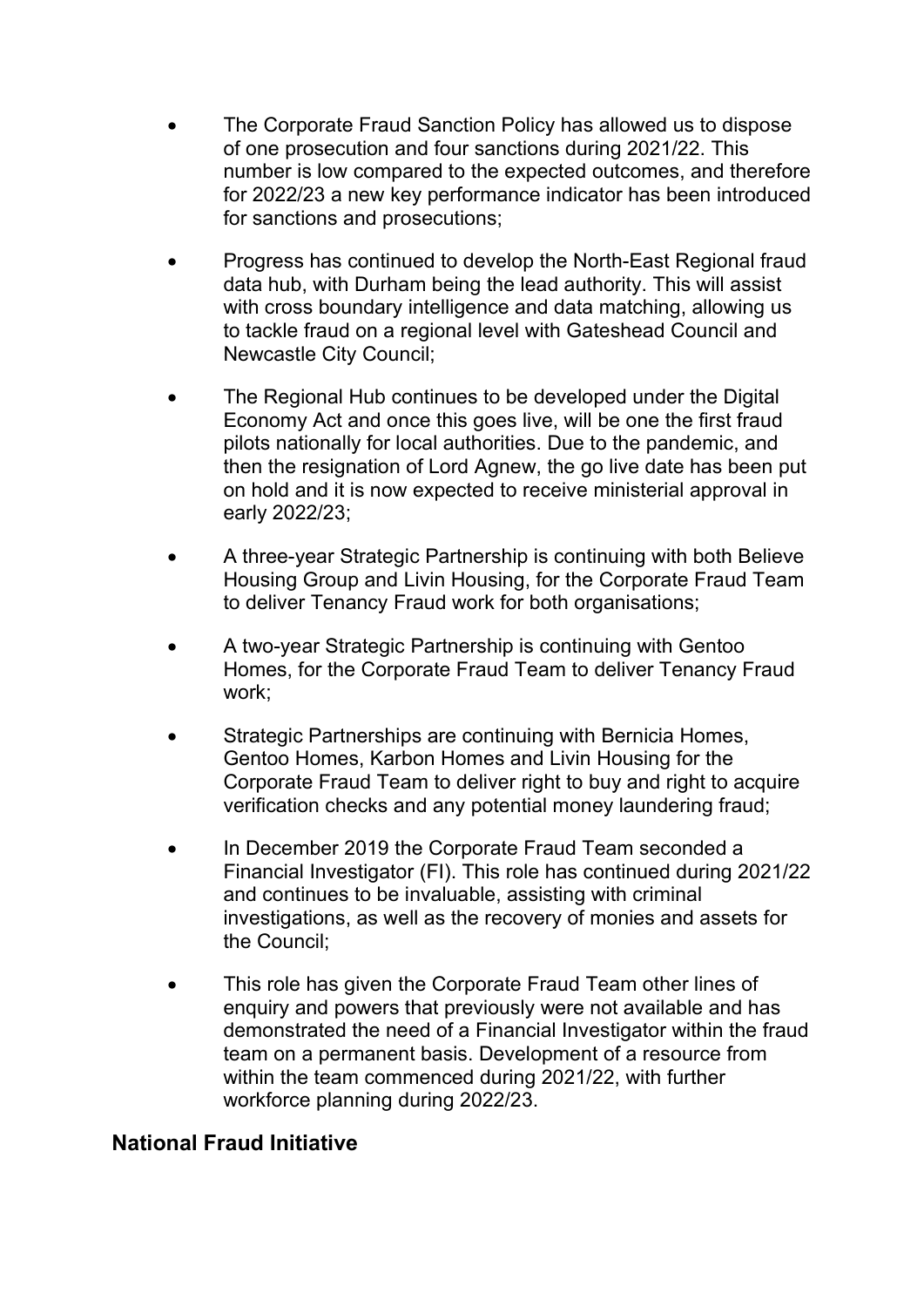- The Corporate Fraud Sanction Policy has allowed us to dispose of one prosecution and four sanctions during 2021/22. This number is low compared to the expected outcomes, and therefore for 2022/23 a new key performance indicator has been introduced for sanctions and prosecutions;

- Progress has continued to develop the North-East Regional fraud data hub, with Durham being the lead authority. This will assist with cross boundary intelligence and data matching, allowing us to tackle fraud on a regional level with Gateshead Council and Newcastle City Council;

- The Regional Hub continues to be developed under the Digital Economy Act and once this goes live, will be one the first fraud pilots nationally for local authorities. Due to the pandemic, and then the resignation of Lord Agnew, the go live date has been put on hold and it is now expected to receive ministerial approval in early 2022/23;

- A three-year Strategic Partnership is continuing with both Believe Housing Group and Livin Housing, for the Corporate Fraud Team to deliver Tenancy Fraud work for both organisations;

- A two-year Strategic Partnership is continuing with Gentoo Homes, for the Corporate Fraud Team to deliver Tenancy Fraud work;

- Strategic Partnerships are continuing with Bernicia Homes, Gentoo Homes, Karbon Homes and Livin Housing for the Corporate Fraud Team to deliver right to buy and right to acquire verification checks and any potential money laundering fraud;

- In December 2019 the Corporate Fraud Team seconded a Financial Investigator (FI). This role has continued during 2021/22 and continues to be invaluable, assisting with criminal investigations, as well as the recovery of monies and assets for the Council;

- This role has given the Corporate Fraud Team other lines of enquiry and powers that previously were not available and has demonstrated the need of a Financial Investigator within the fraud team on a permanent basis. Development of a resource from within the team commenced during 2021/22, with further workforce planning during 2022/23.

## National Fraud Initiative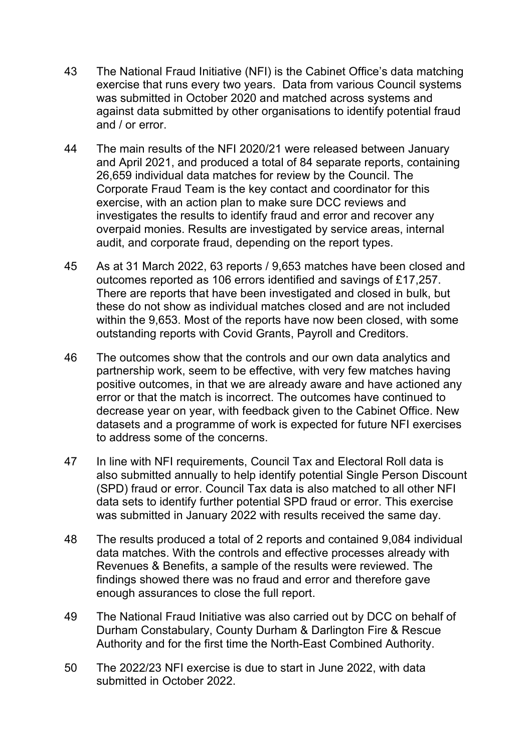43 The National Fraud Initiative (NFI) is the Cabinet Office's data matching exercise that runs every two years. Data from various Council systems was submitted in October 2020 and matched across systems and against data submitted by other organisations to identify potential fraud and / or error.

44 The main results of the NFI 2020/21 were released between January and April 2021, and produced a total of 84 separate reports, containing 26,659 individual data matches for review by the Council. The Corporate Fraud Team is the key contact and coordinator for this exercise, with an action plan to make sure DCC reviews and investigates the results to identify fraud and error and recover any overpaid monies. Results are investigated by service areas, internal audit, and corporate fraud, depending on the report types.

45 As at 31 March 2022, 63 reports / 9,653 matches have been closed and outcomes reported as 106 errors identified and savings of £17,257. There are reports that have been investigated and closed in bulk, but these do not show as individual matches closed and are not included within the 9,653. Most of the reports have now been closed, with some outstanding reports with Covid Grants, Payroll and Creditors.

46 The outcomes show that the controls and our own data analytics and partnership work, seem to be effective, with very few matches having positive outcomes, in that we are already aware and have actioned any error or that the match is incorrect. The outcomes have continued to decrease year on year, with feedback given to the Cabinet Office. New datasets and a programme of work is expected for future NFI exercises to address some of the concerns.

47 In line with NFI requirements, Council Tax and Electoral Roll data is also submitted annually to help identify potential Single Person Discount (SPD) fraud or error. Council Tax data is also matched to all other NFI data sets to identify further potential SPD fraud or error. This exercise was submitted in January 2022 with results received the same day.

48 The results produced a total of 2 reports and contained 9,084 individual data matches. With the controls and effective processes already with Revenues & Benefits, a sample of the results were reviewed. The findings showed there was no fraud and error and therefore gave enough assurances to close the full report.

49 The National Fraud Initiative was also carried out by DCC on behalf of Durham Constabulary, County Durham & Darlington Fire & Rescue Authority and for the first time the North-East Combined Authority.

50 The 2022/23 NFI exercise is due to start in June 2022, with data submitted in October 2022.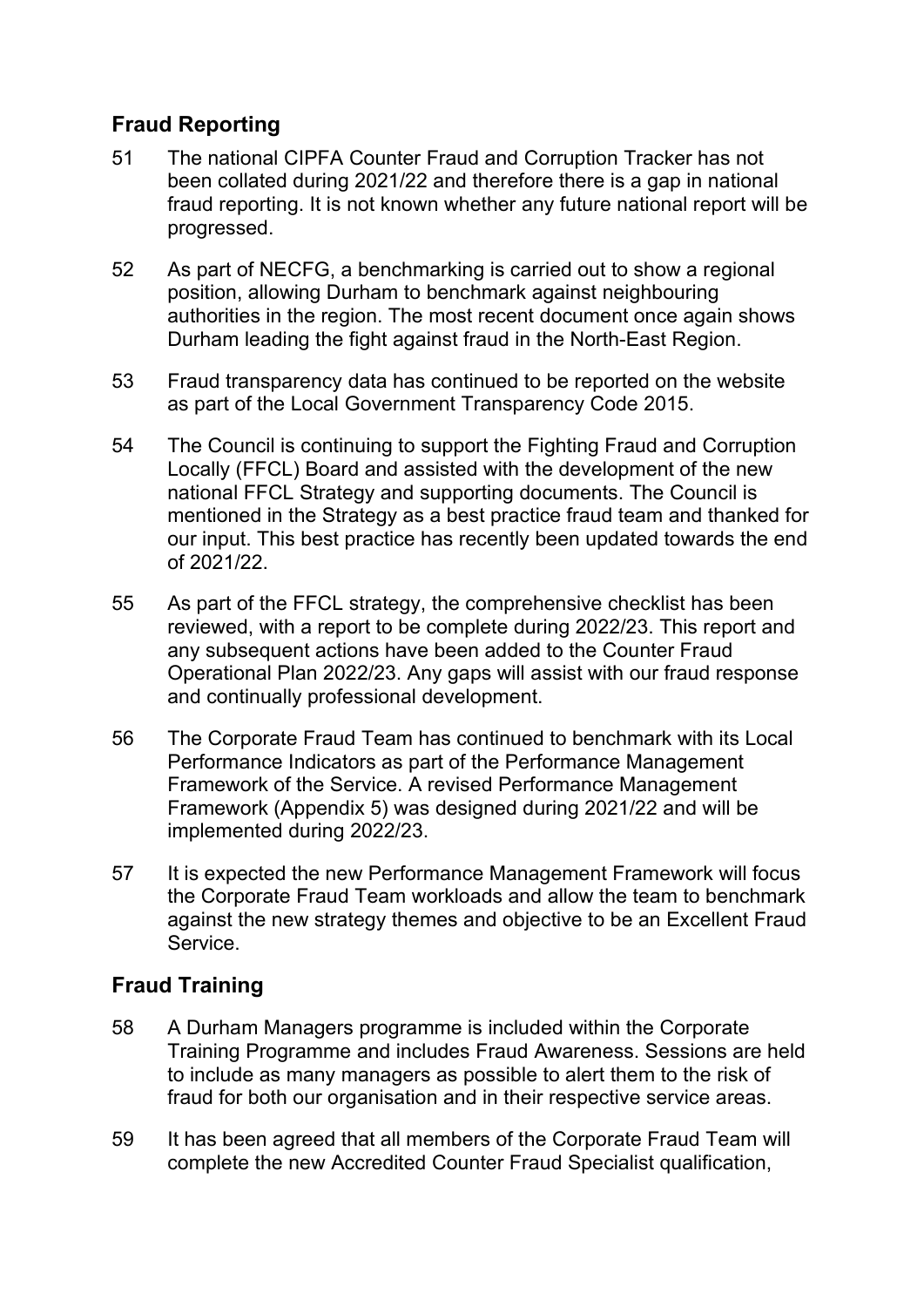## Fraud Reporting

51 The national CIPFA Counter Fraud and Corruption Tracker has not been collated during 2021/22 and therefore there is a gap in national fraud reporting. It is not known whether any future national report will be progressed.

52 As part of NECFG, a benchmarking is carried out to show a regional position, allowing Durham to benchmark against neighbouring authorities in the region. The most recent document once again shows Durham leading the fight against fraud in the North-East Region.

53 Fraud transparency data has continued to be reported on the website as part of the Local Government Transparency Code 2015.

54 The Council is continuing to support the Fighting Fraud and Corruption Locally (FFCL) Board and assisted with the development of the new national FFCL Strategy and supporting documents. The Council is mentioned in the Strategy as a best practice fraud team and thanked for our input. This best practice has recently been updated towards the end of 2021/22.

55 As part of the FFCL strategy, the comprehensive checklist has been reviewed, with a report to be complete during 2022/23. This report and any subsequent actions have been added to the Counter Fraud Operational Plan 2022/23. Any gaps will assist with our fraud response and continually professional development.

56 The Corporate Fraud Team has continued to benchmark with its Local Performance Indicators as part of the Performance Management Framework of the Service. A revised Performance Management Framework (Appendix 5) was designed during 2021/22 and will be implemented during 2022/23.

57 It is expected the new Performance Management Framework will focus the Corporate Fraud Team workloads and allow the team to benchmark against the new strategy themes and objective to be an Excellent Fraud Service.

## Fraud Training

58 A Durham Managers programme is included within the Corporate Training Programme and includes Fraud Awareness. Sessions are held to include as many managers as possible to alert them to the risk of fraud for both our organisation and in their respective service areas.

59 It has been agreed that all members of the Corporate Fraud Team will complete the new Accredited Counter Fraud Specialist qualification,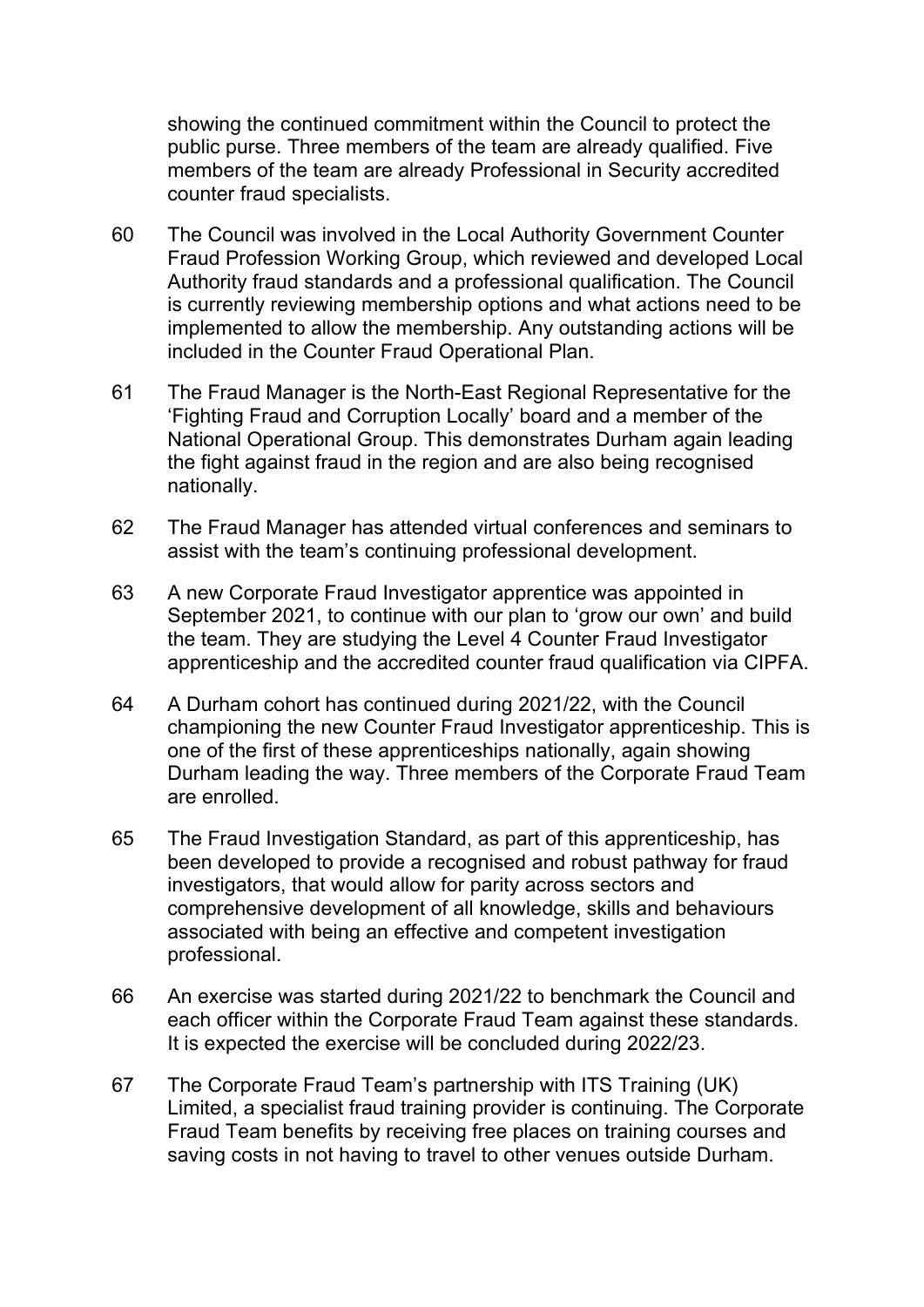showing the continued commitment within the Council to protect the public purse. Three members of the team are already qualified. Five members of the team are already Professional in Security accredited counter fraud specialists.

60 The Council was involved in the Local Authority Government Counter Fraud Profession Working Group, which reviewed and developed Local Authority fraud standards and a professional qualification. The Council is currently reviewing membership options and what actions need to be implemented to allow the membership. Any outstanding actions will be included in the Counter Fraud Operational Plan.

61 The Fraud Manager is the North-East Regional Representative for the 'Fighting Fraud and Corruption Locally' board and a member of the National Operational Group. This demonstrates Durham again leading the fight against fraud in the region and are also being recognised nationally.

62 The Fraud Manager has attended virtual conferences and seminars to assist with the team's continuing professional development.

63 A new Corporate Fraud Investigator apprentice was appointed in September 2021, to continue with our plan to 'grow our own' and build the team. They are studying the Level 4 Counter Fraud Investigator apprenticeship and the accredited counter fraud qualification via CIPFA.

64 A Durham cohort has continued during 2021/22, with the Council championing the new Counter Fraud Investigator apprenticeship. This is one of the first of these apprenticeships nationally, again showing Durham leading the way. Three members of the Corporate Fraud Team are enrolled.

65 The Fraud Investigation Standard, as part of this apprenticeship, has been developed to provide a recognised and robust pathway for fraud investigators, that would allow for parity across sectors and comprehensive development of all knowledge, skills and behaviours associated with being an effective and competent investigation professional.

66 An exercise was started during 2021/22 to benchmark the Council and each officer within the Corporate Fraud Team against these standards. It is expected the exercise will be concluded during 2022/23.

67 The Corporate Fraud Team's partnership with ITS Training (UK) Limited, a specialist fraud training provider is continuing. The Corporate Fraud Team benefits by receiving free places on training courses and saving costs in not having to travel to other venues outside Durham.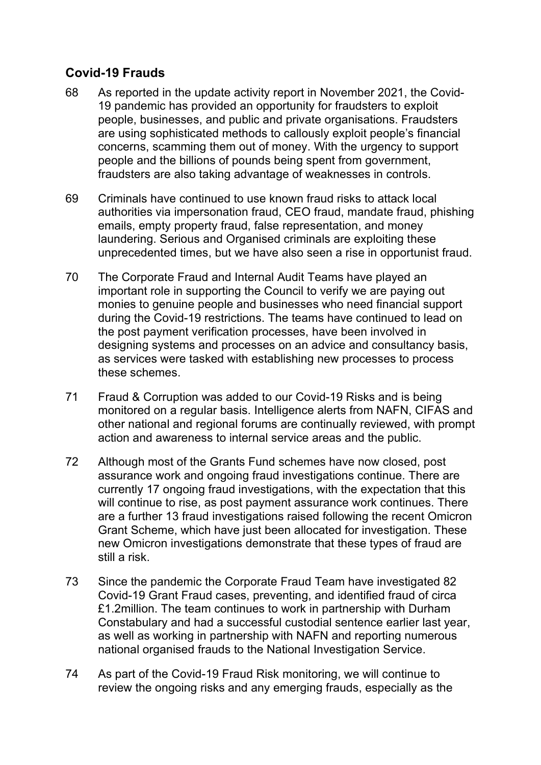## Covid-19 Frauds

68 As reported in the update activity report in November 2021, the Covid-19 pandemic has provided an opportunity for fraudsters to exploit people, businesses, and public and private organisations. Fraudsters are using sophisticated methods to callously exploit people's financial concerns, scamming them out of money. With the urgency to support people and the billions of pounds being spent from government, fraudsters are also taking advantage of weaknesses in controls.

69 Criminals have continued to use known fraud risks to attack local authorities via impersonation fraud, CEO fraud, mandate fraud, phishing emails, empty property fraud, false representation, and money laundering. Serious and Organised criminals are exploiting these unprecedented times, but we have also seen a rise in opportunist fraud.

70 The Corporate Fraud and Internal Audit Teams have played an important role in supporting the Council to verify we are paying out monies to genuine people and businesses who need financial support during the Covid-19 restrictions. The teams have continued to lead on the post payment verification processes, have been involved in designing systems and processes on an advice and consultancy basis, as services were tasked with establishing new processes to process these schemes.

71 Fraud & Corruption was added to our Covid-19 Risks and is being monitored on a regular basis. Intelligence alerts from NAFN, CIFAS and other national and regional forums are continually reviewed, with prompt action and awareness to internal service areas and the public.

72 Although most of the Grants Fund schemes have now closed, post assurance work and ongoing fraud investigations continue. There are currently 17 ongoing fraud investigations, with the expectation that this will continue to rise, as post payment assurance work continues. There are a further 13 fraud investigations raised following the recent Omicron Grant Scheme, which have just been allocated for investigation. These new Omicron investigations demonstrate that these types of fraud are still a risk.

73 Since the pandemic the Corporate Fraud Team have investigated 82 Covid-19 Grant Fraud cases, preventing, and identified fraud of circa £1.2million. The team continues to work in partnership with Durham Constabulary and had a successful custodial sentence earlier last year, as well as working in partnership with NAFN and reporting numerous national organised frauds to the National Investigation Service.

74 As part of the Covid-19 Fraud Risk monitoring, we will continue to review the ongoing risks and any emerging frauds, especially as the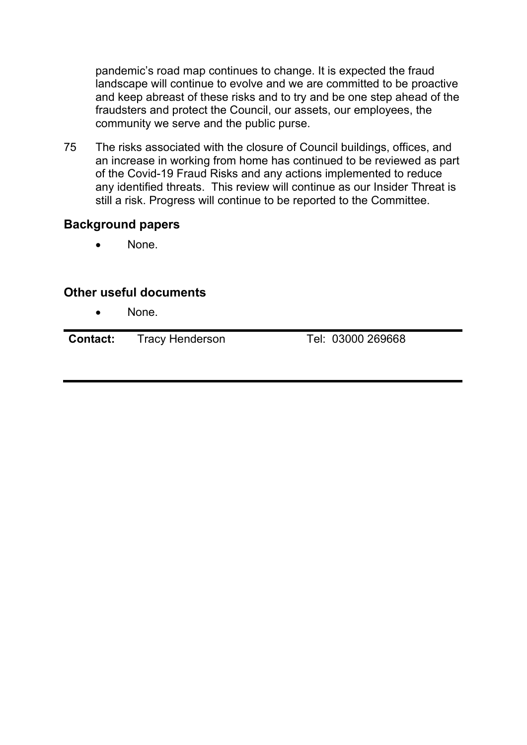pandemic's road map continues to change. It is expected the fraud landscape will continue to evolve and we are committed to be proactive and keep abreast of these risks and to try and be one step ahead of the fraudsters and protect the Council, our assets, our employees, the community we serve and the public purse.

75 The risks associated with the closure of Council buildings, offices, and an increase in working from home has continued to be reviewed as part of the Covid-19 Fraud Risks and any actions implemented to reduce any identified threats. This review will continue as our Insider Threat is still a risk. Progress will continue to be reported to the Committee.

## Background papers

- None.

## Other useful documents

- None.

| **Contact:** | Tracy Henderson | Tel: 03000 269668 |
| --- | --- | --- |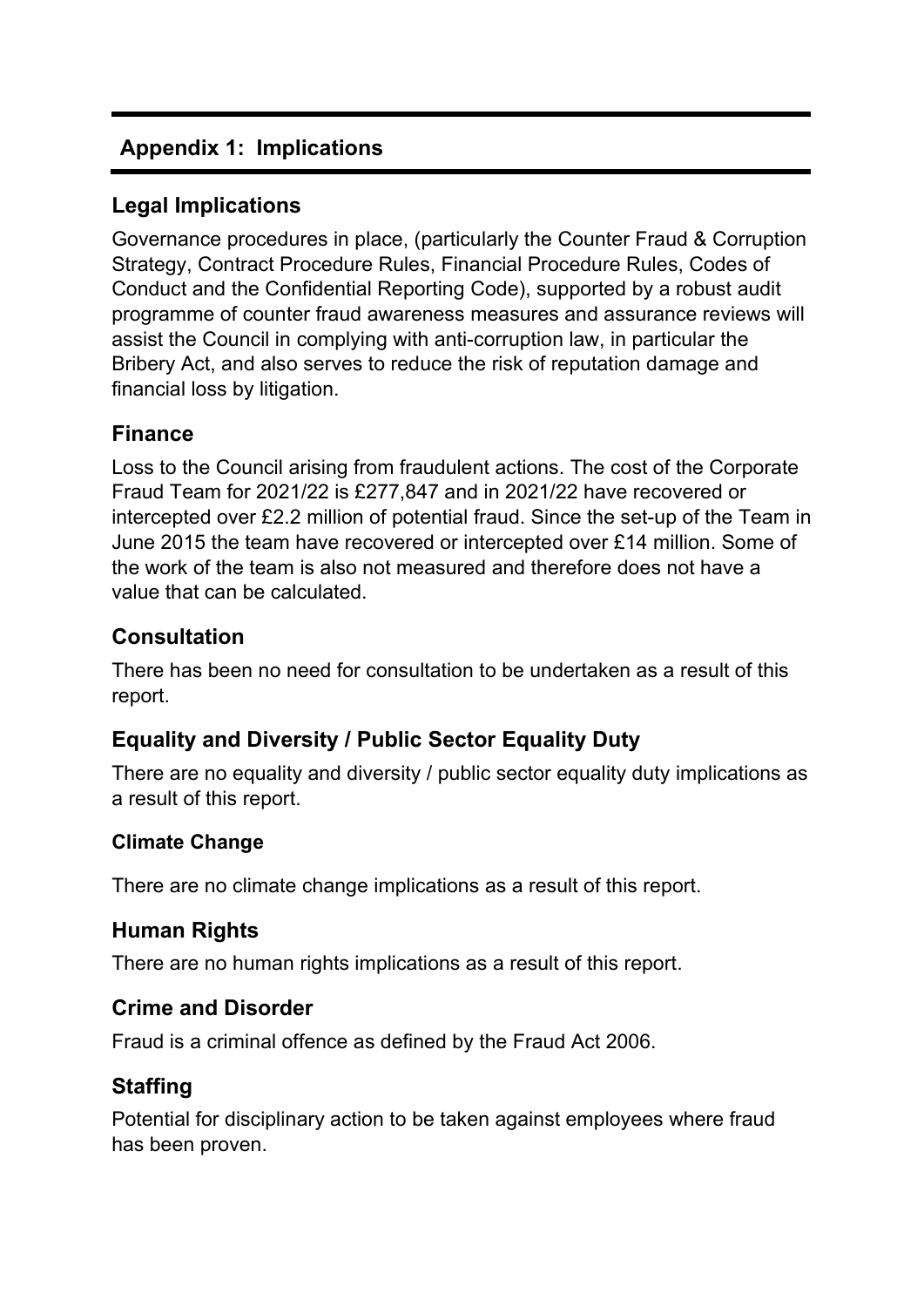## Appendix 1: Implications

### Legal Implications

Governance procedures in place, (particularly the Counter Fraud & Corruption Strategy, Contract Procedure Rules, Financial Procedure Rules, Codes of Conduct and the Confidential Reporting Code), supported by a robust audit programme of counter fraud awareness measures and assurance reviews will assist the Council in complying with anti-corruption law, in particular the Bribery Act, and also serves to reduce the risk of reputation damage and financial loss by litigation.

### Finance

Loss to the Council arising from fraudulent actions. The cost of the Corporate Fraud Team for 2021/22 is £277,847 and in 2021/22 have recovered or intercepted over £2.2 million of potential fraud. Since the set-up of the Team in June 2015 the team have recovered or intercepted over £14 million. Some of the work of the team is also not measured and therefore does not have a value that can be calculated.

### Consultation

There has been no need for consultation to be undertaken as a result of this report.

### Equality and Diversity / Public Sector Equality Duty

There are no equality and diversity / public sector equality duty implications as a result of this report.

#### Climate Change

There are no climate change implications as a result of this report.

### Human Rights

There are no human rights implications as a result of this report.

### Crime and Disorder

Fraud is a criminal offence as defined by the Fraud Act 2006.

### Staffing

Potential for disciplinary action to be taken against employees where fraud has been proven.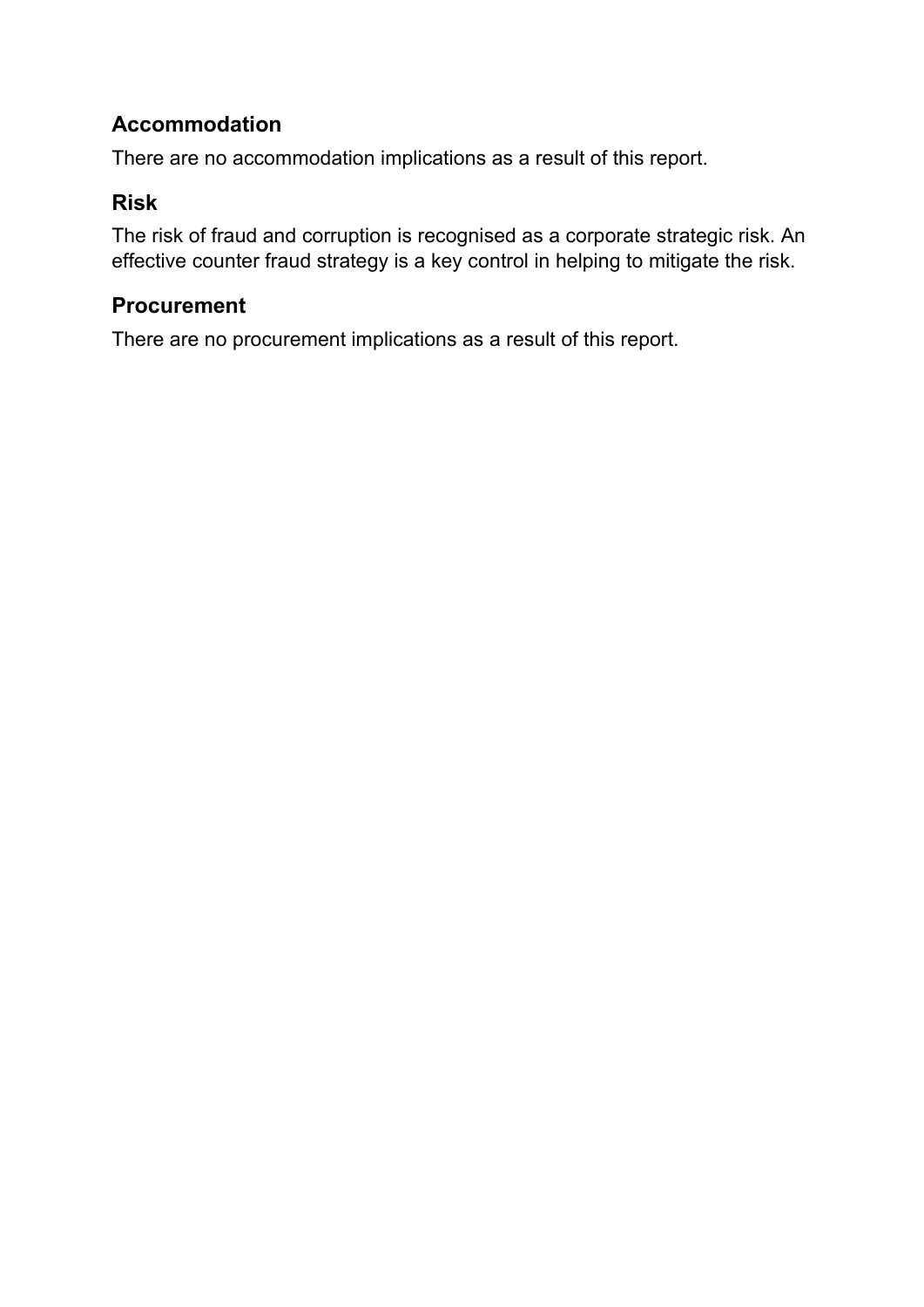### Accommodation

There are no accommodation implications as a result of this report.

### Risk

The risk of fraud and corruption is recognised as a corporate strategic risk. An effective counter fraud strategy is a key control in helping to mitigate the risk.

### Procurement

There are no procurement implications as a result of this report.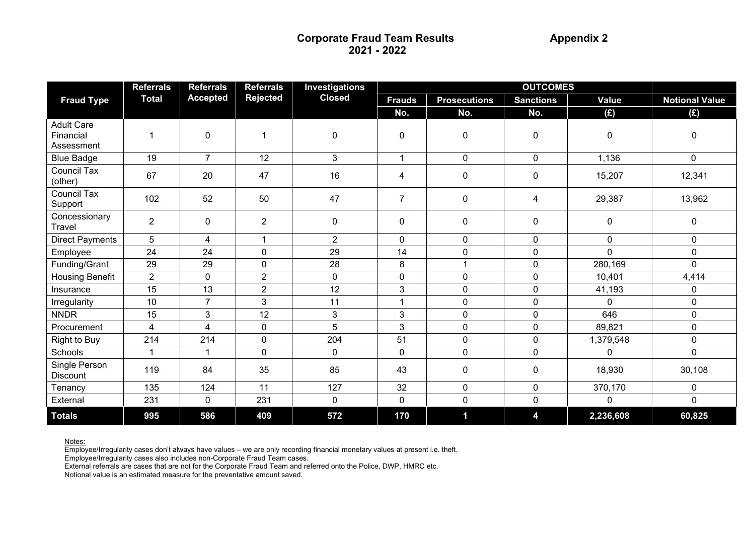# Corporate Fraud Team Results 2021 - 2022

**Appendix 2**

| Fraud Type | Referrals Total | Referrals Accepted | Referrals Rejected | Investigations Closed | OUTCOMES | | | | Notional Value |
|---|---|---|---|---|---|---|---|---|---|
| | | | | | Frauds | Prosecutions | Sanctions | Value | Notional Value |
| | | | | | No. | No. | No. | (£) | (£) |
| Adult Care Financial Assessment | 1 | 0 | 1 | 0 | 0 | 0 | 0 | 0 | 0 |
| Blue Badge | 19 | 7 | 12 | 3 | 1 | 0 | 0 | 1,136 | 0 |
| Council Tax (other) | 67 | 20 | 47 | 16 | 4 | 0 | 0 | 15,207 | 12,341 |
| Council Tax Support | 102 | 52 | 50 | 47 | 7 | 0 | 4 | 29,387 | 13,962 |
| Concessionary Travel | 2 | 0 | 2 | 0 | 0 | 0 | 0 | 0 | 0 |
| Direct Payments | 5 | 4 | 1 | 2 | 0 | 0 | 0 | 0 | 0 |
| Employee | 24 | 24 | 0 | 29 | 14 | 0 | 0 | 0 | 0 |
| Funding/Grant | 29 | 29 | 0 | 28 | 8 | 1 | 0 | 280,169 | 0 |
| Housing Benefit | 2 | 0 | 2 | 0 | 0 | 0 | 0 | 10,401 | 4,414 |
| Insurance | 15 | 13 | 2 | 12 | 3 | 0 | 0 | 41,193 | 0 |
| Irregularity | 10 | 7 | 3 | 11 | 1 | 0 | 0 | 0 | 0 |
| NNDR | 15 | 3 | 12 | 3 | 3 | 0 | 0 | 646 | 0 |
| Procurement | 4 | 4 | 0 | 5 | 3 | 0 | 0 | 89,821 | 0 |
| Right to Buy | 214 | 214 | 0 | 204 | 51 | 0 | 0 | 1,379,548 | 0 |
| Schools | 1 | 1 | 0 | 0 | 0 | 0 | 0 | 0 | 0 |
| Single Person Discount | 119 | 84 | 35 | 85 | 43 | 0 | 0 | 18,930 | 30,108 |
| Tenancy | 135 | 124 | 11 | 127 | 32 | 0 | 0 | 370,170 | 0 |
| External | 231 | 0 | 231 | 0 | 0 | 0 | 0 | 0 | 0 |
| **Totals** | **995** | **586** | **409** | **572** | **170** | **1** | **4** | **2,236,608** | **60,825** |

Notes:

Employee/Irregularity cases don't always have values – we are only recording financial monetary values at present i.e. theft.

Employee/Irregularity cases also includes non-Corporate Fraud Team cases.

External referrals are cases that are not for the Corporate Fraud Team and referred onto the Police, DWP, HMRC etc.

Notional value is an estimated measure for the preventative amount saved.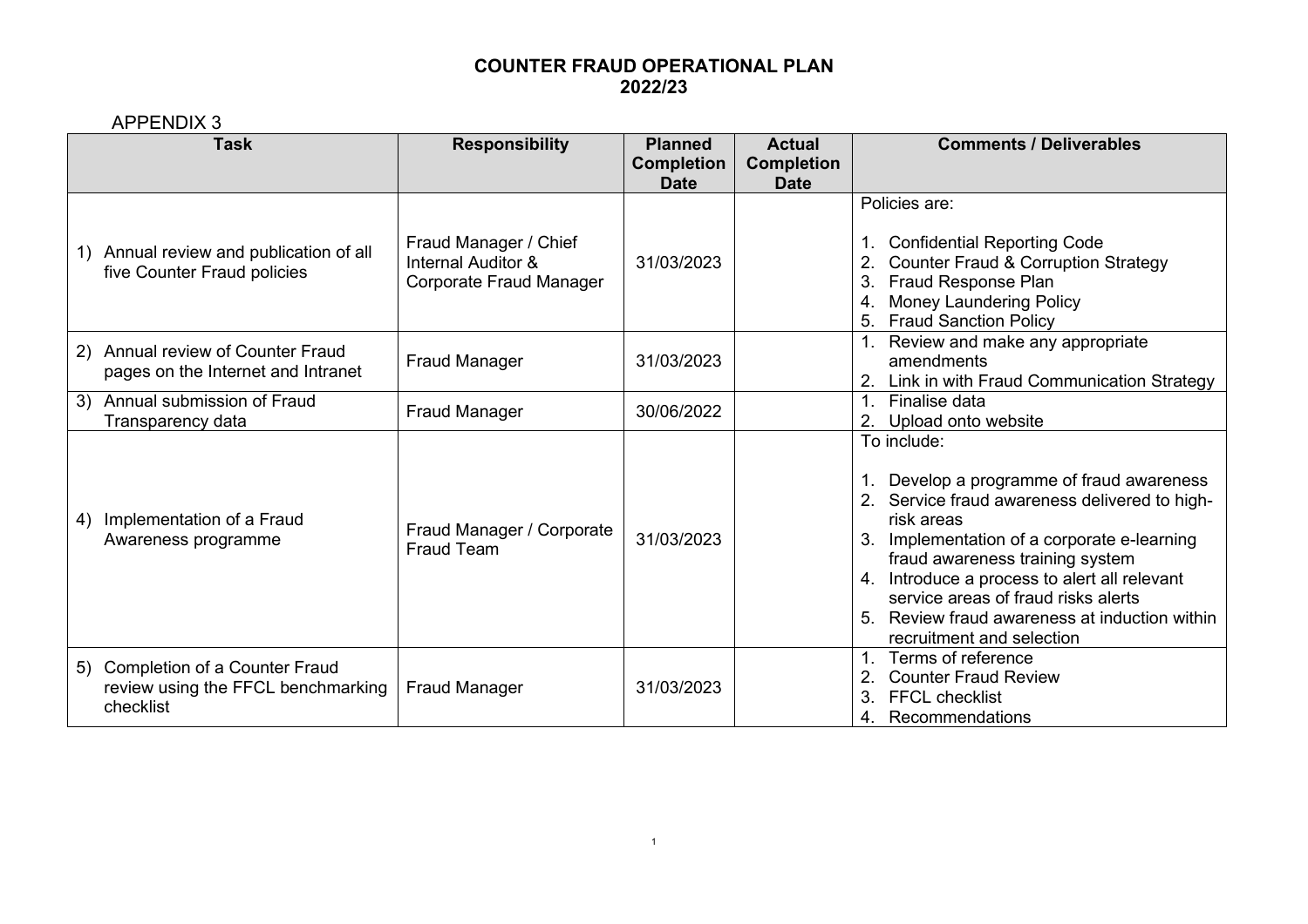# COUNTER FRAUD OPERATIONAL PLAN 2022/23

APPENDIX 3

| Task | Responsibility | Planned Completion Date | Actual Completion Date | Comments / Deliverables |
|---|---|---|---|---|
| 1) Annual review and publication of all five Counter Fraud policies | Fraud Manager / Chief Internal Auditor & Corporate Fraud Manager | 31/03/2023 | | Policies are:<br><br>1. Confidential Reporting Code<br>2. Counter Fraud & Corruption Strategy<br>3. Fraud Response Plan<br>4. Money Laundering Policy<br>5. Fraud Sanction Policy |
| 2) Annual review of Counter Fraud pages on the Internet and Intranet | Fraud Manager | 31/03/2023 | | 1. Review and make any appropriate amendments<br>2. Link in with Fraud Communication Strategy |
| 3) Annual submission of Fraud Transparency data | Fraud Manager | 30/06/2022 | | 1. Finalise data<br>2. Upload onto website |
| 4) Implementation of a Fraud Awareness programme | Fraud Manager / Corporate Fraud Team | 31/03/2023 | | To include:<br><br>1. Develop a programme of fraud awareness<br>2. Service fraud awareness delivered to high-risk areas<br>3. Implementation of a corporate e-learning fraud awareness training system<br>4. Introduce a process to alert all relevant service areas of fraud risks alerts<br>5. Review fraud awareness at induction within recruitment and selection |
| 5) Completion of a Counter Fraud review using the FFCL benchmarking checklist | Fraud Manager | 31/03/2023 | | 1. Terms of reference<br>2. Counter Fraud Review<br>3. FFCL checklist<br>4. Recommendations |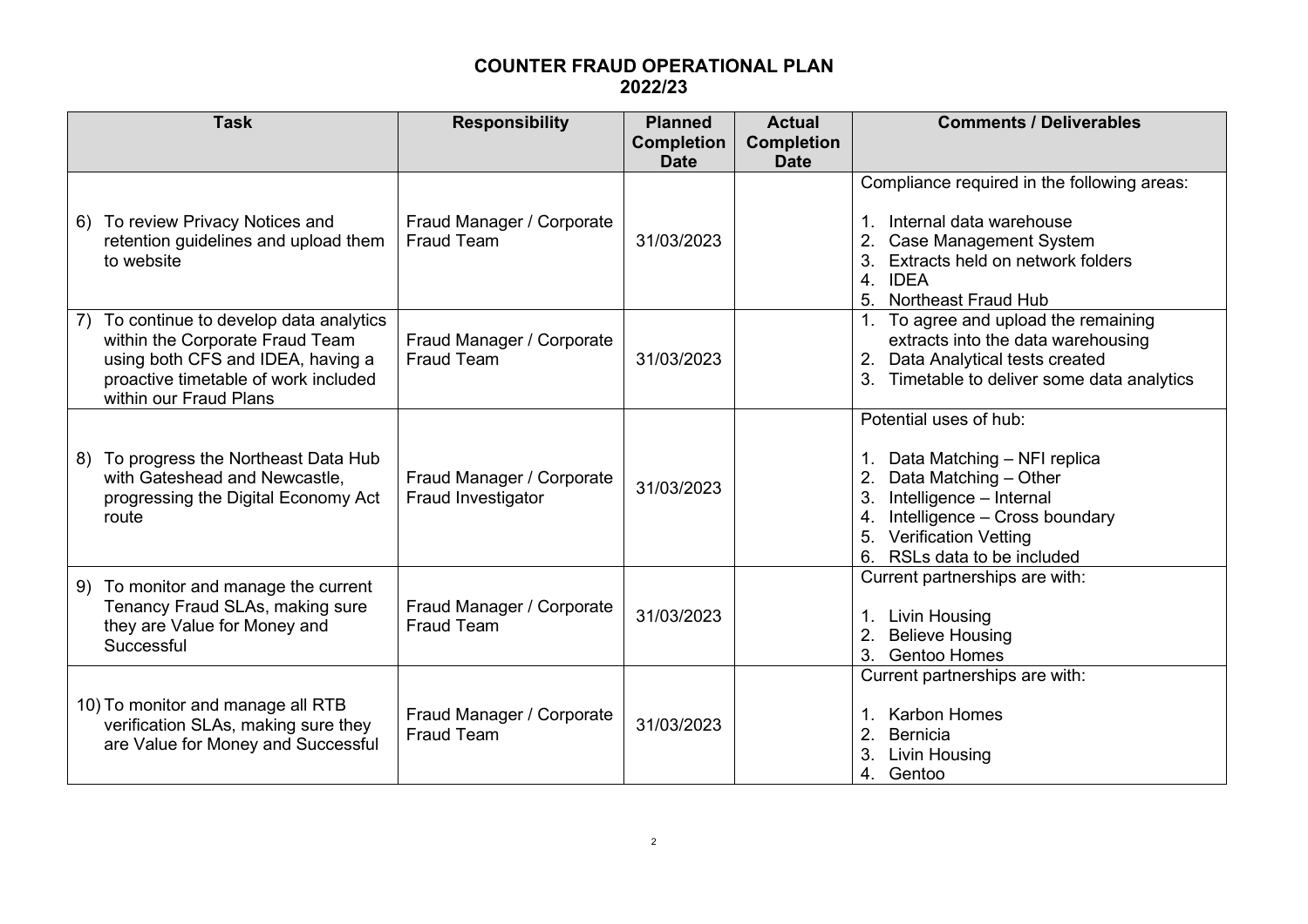# COUNTER FRAUD OPERATIONAL PLAN
## 2022/23

| Task | Responsibility | Planned Completion Date | Actual Completion Date | Comments / Deliverables |
|---|---|---|---|---|
| 6) To review Privacy Notices and retention guidelines and upload them to website | Fraud Manager / Corporate Fraud Team | 31/03/2023 | | Compliance required in the following areas:<br><br>1. Internal data warehouse<br>2. Case Management System<br>3. Extracts held on network folders<br>4. IDEA<br>5. Northeast Fraud Hub |
| 7) To continue to develop data analytics within the Corporate Fraud Team using both CFS and IDEA, having a proactive timetable of work included within our Fraud Plans | Fraud Manager / Corporate Fraud Team | 31/03/2023 | | 1. To agree and upload the remaining extracts into the data warehousing<br>2. Data Analytical tests created<br>3. Timetable to deliver some data analytics |
| 8) To progress the Northeast Data Hub with Gateshead and Newcastle, progressing the Digital Economy Act route | Fraud Manager / Corporate Fraud Investigator | 31/03/2023 | | Potential uses of hub:<br><br>1. Data Matching – NFI replica<br>2. Data Matching – Other<br>3. Intelligence – Internal<br>4. Intelligence – Cross boundary<br>5. Verification Vetting<br>6. RSLs data to be included |
| 9) To monitor and manage the current Tenancy Fraud SLAs, making sure they are Value for Money and Successful | Fraud Manager / Corporate Fraud Team | 31/03/2023 | | Current partnerships are with:<br><br>1. Livin Housing<br>2. Believe Housing<br>3. Gentoo Homes |
| 10) To monitor and manage all RTB verification SLAs, making sure they are Value for Money and Successful | Fraud Manager / Corporate Fraud Team | 31/03/2023 | | Current partnerships are with:<br><br>1. Karbon Homes<br>2. Bernicia<br>3. Livin Housing<br>4. Gentoo |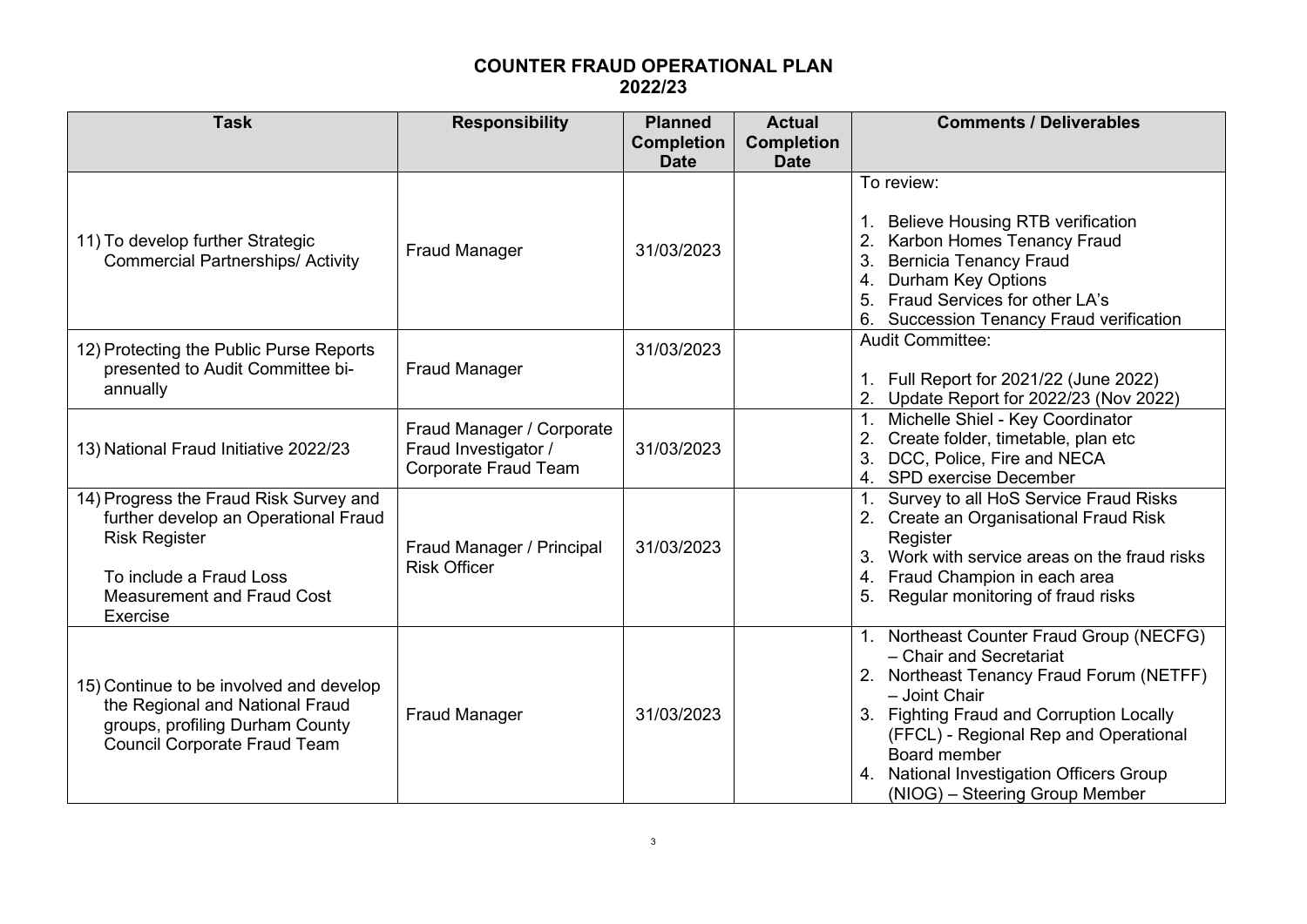# COUNTER FRAUD OPERATIONAL PLAN 2022/23

| Task | Responsibility | Planned Completion Date | Actual Completion Date | Comments / Deliverables |
|---|---|---|---|---|
| 11) To develop further Strategic Commercial Partnerships/ Activity | Fraud Manager | 31/03/2023 | | To review:<br><br>1. Believe Housing RTB verification<br>2. Karbon Homes Tenancy Fraud<br>3. Bernicia Tenancy Fraud<br>4. Durham Key Options<br>5. Fraud Services for other LA's<br>6. Succession Tenancy Fraud verification |
| 12) Protecting the Public Purse Reports presented to Audit Committee bi-annually | Fraud Manager | 31/03/2023 | | Audit Committee:<br><br>1. Full Report for 2021/22 (June 2022)<br>2. Update Report for 2022/23 (Nov 2022) |
| 13) National Fraud Initiative 2022/23 | Fraud Manager / Corporate Fraud Investigator / Corporate Fraud Team | 31/03/2023 | | 1. Michelle Shiel - Key Coordinator<br>2. Create folder, timetable, plan etc<br>3. DCC, Police, Fire and NECA<br>4. SPD exercise December |
| 14) Progress the Fraud Risk Survey and further develop an Operational Fraud Risk Register<br><br>To include a Fraud Loss Measurement and Fraud Cost Exercise | Fraud Manager / Principal Risk Officer | 31/03/2023 | | 1. Survey to all HoS Service Fraud Risks<br>2. Create an Organisational Fraud Risk Register<br>3. Work with service areas on the fraud risks<br>4. Fraud Champion in each area<br>5. Regular monitoring of fraud risks |
| 15) Continue to be involved and develop the Regional and National Fraud groups, profiling Durham County Council Corporate Fraud Team | Fraud Manager | 31/03/2023 | | 1. Northeast Counter Fraud Group (NECFG) – Chair and Secretariat<br>2. Northeast Tenancy Fraud Forum (NETFF) – Joint Chair<br>3. Fighting Fraud and Corruption Locally (FFCL) - Regional Rep and Operational Board member<br>4. National Investigation Officers Group (NIOG) – Steering Group Member |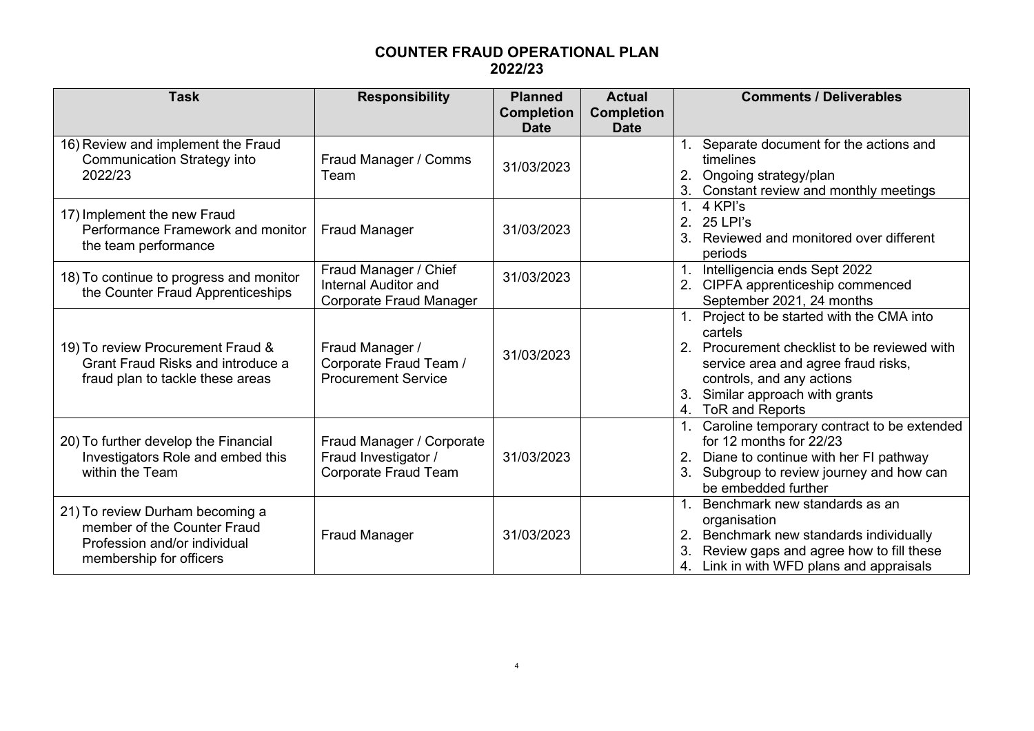# COUNTER FRAUD OPERATIONAL PLAN 2022/23

| Task | Responsibility | Planned Completion Date | Actual Completion Date | Comments / Deliverables |
|---|---|---|---|---|
| 16) Review and implement the Fraud Communication Strategy into 2022/23 | Fraud Manager / Comms Team | 31/03/2023 | | 1. Separate document for the actions and timelines<br>2. Ongoing strategy/plan<br>3. Constant review and monthly meetings |
| 17) Implement the new Fraud Performance Framework and monitor the team performance | Fraud Manager | 31/03/2023 | | 1. 4 KPI's<br>2. 25 LPI's<br>3. Reviewed and monitored over different periods |
| 18) To continue to progress and monitor the Counter Fraud Apprenticeships | Fraud Manager / Chief Internal Auditor and Corporate Fraud Manager | 31/03/2023 | | 1. Intelligencia ends Sept 2022<br>2. CIPFA apprenticeship commenced September 2021, 24 months |
| 19) To review Procurement Fraud & Grant Fraud Risks and introduce a fraud plan to tackle these areas | Fraud Manager / Corporate Fraud Team / Procurement Service | 31/03/2023 | | 1. Project to be started with the CMA into cartels<br>2. Procurement checklist to be reviewed with service area and agree fraud risks, controls, and any actions<br>3. Similar approach with grants<br>4. ToR and Reports |
| 20) To further develop the Financial Investigators Role and embed this within the Team | Fraud Manager / Corporate Fraud Investigator / Corporate Fraud Team | 31/03/2023 | | 1. Caroline temporary contract to be extended for 12 months for 22/23<br>2. Diane to continue with her FI pathway<br>3. Subgroup to review journey and how can be embedded further |
| 21) To review Durham becoming a member of the Counter Fraud Profession and/or individual membership for officers | Fraud Manager | 31/03/2023 | | 1. Benchmark new standards as an organisation<br>2. Benchmark new standards individually<br>3. Review gaps and agree how to fill these<br>4. Link in with WFD plans and appraisals |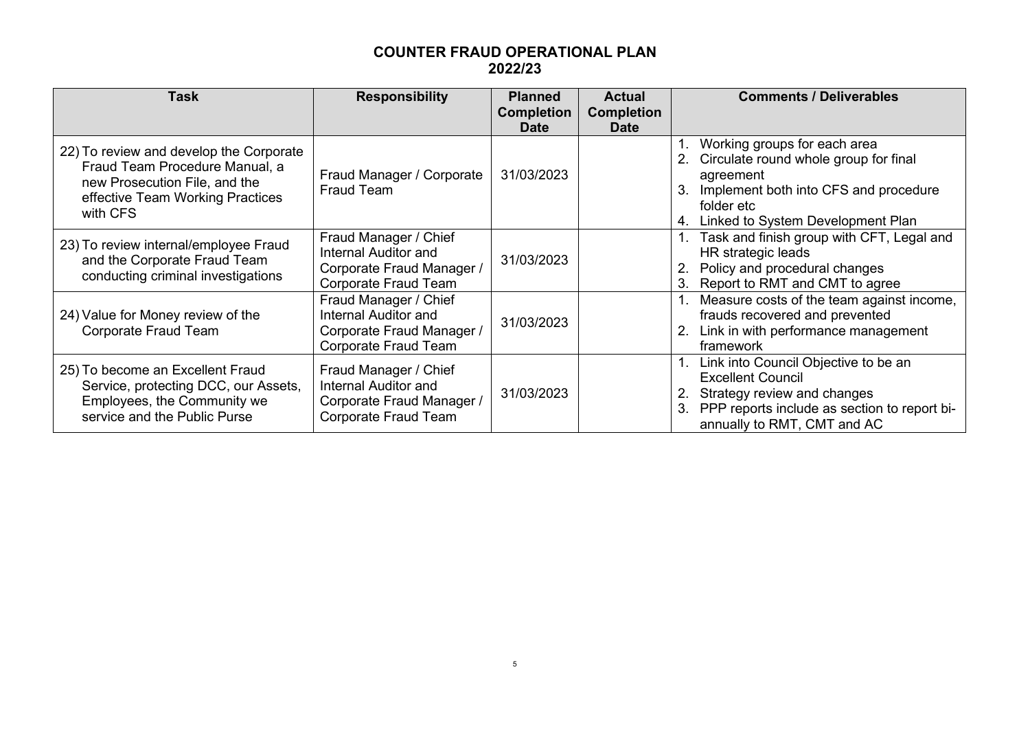# COUNTER FRAUD OPERATIONAL PLAN
## 2022/23

| Task | Responsibility | Planned Completion Date | Actual Completion Date | Comments / Deliverables |
|---|---|---|---|---|
| 22) To review and develop the Corporate Fraud Team Procedure Manual, a new Prosecution File, and the effective Team Working Practices with CFS | Fraud Manager / Corporate Fraud Team | 31/03/2023 | | 1. Working groups for each area<br>2. Circulate round whole group for final agreement<br>3. Implement both into CFS and procedure folder etc<br>4. Linked to System Development Plan |
| 23) To review internal/employee Fraud and the Corporate Fraud Team conducting criminal investigations | Fraud Manager / Chief Internal Auditor and Corporate Fraud Manager / Corporate Fraud Team | 31/03/2023 | | 1. Task and finish group with CFT, Legal and HR strategic leads<br>2. Policy and procedural changes<br>3. Report to RMT and CMT to agree |
| 24) Value for Money review of the Corporate Fraud Team | Fraud Manager / Chief Internal Auditor and Corporate Fraud Manager / Corporate Fraud Team | 31/03/2023 | | 1. Measure costs of the team against income, frauds recovered and prevented<br>2. Link in with performance management framework |
| 25) To become an Excellent Fraud Service, protecting DCC, our Assets, Employees, the Community we service and the Public Purse | Fraud Manager / Chief Internal Auditor and Corporate Fraud Manager / Corporate Fraud Team | 31/03/2023 | | 1. Link into Council Objective to be an Excellent Council<br>2. Strategy review and changes<br>3. PPP reports include as section to report bi-annually to RMT, CMT and AC |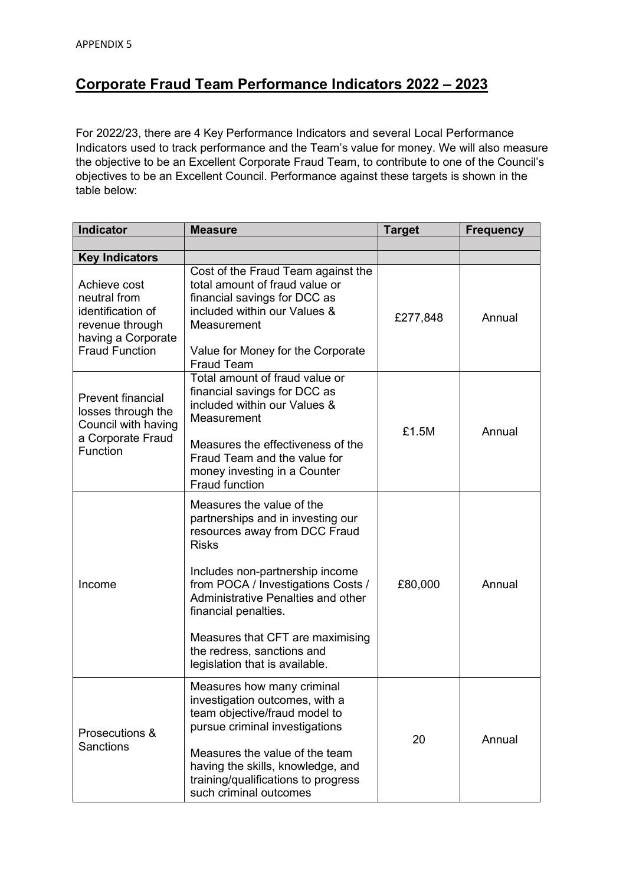APPENDIX 5

## Corporate Fraud Team Performance Indicators 2022 – 2023

For 2022/23, there are 4 Key Performance Indicators and several Local Performance Indicators used to track performance and the Team's value for money. We will also measure the objective to be an Excellent Corporate Fraud Team, to contribute to one of the Council's objectives to be an Excellent Council. Performance against these targets is shown in the table below:

| Indicator | Measure | Target | Frequency |
|---|---|---|---|
| | | | |
| **Key Indicators** | | | |
| Achieve cost neutral from identification of revenue through having a Corporate Fraud Function | Cost of the Fraud Team against the total amount of fraud value or financial savings for DCC as included within our Values & Measurement<br><br>Value for Money for the Corporate Fraud Team | £277,848 | Annual |
| Prevent financial losses through the Council with having a Corporate Fraud Function | Total amount of fraud value or financial savings for DCC as included within our Values & Measurement<br><br>Measures the effectiveness of the Fraud Team and the value for money investing in a Counter Fraud function | £1.5M | Annual |
| Income | Measures the value of the partnerships and in investing our resources away from DCC Fraud Risks<br><br>Includes non-partnership income from POCA / Investigations Costs / Administrative Penalties and other financial penalties.<br><br>Measures that CFT are maximising the redress, sanctions and legislation that is available. | £80,000 | Annual |
| Prosecutions & Sanctions | Measures how many criminal investigation outcomes, with a team objective/fraud model to pursue criminal investigations<br><br>Measures the value of the team having the skills, knowledge, and training/qualifications to progress such criminal outcomes | 20 | Annual |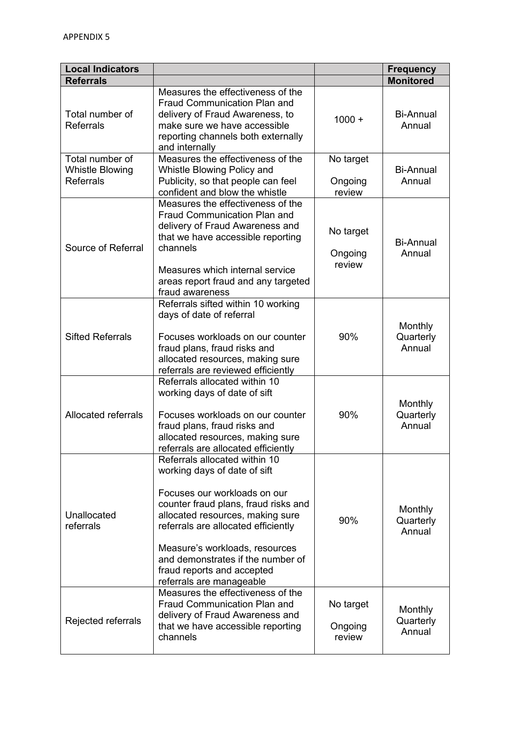APPENDIX 5

| Local Indicators | | | Frequency |
|---|---|---|---|
| Referrals | | | Monitored |
| Total number of Referrals | Measures the effectiveness of the Fraud Communication Plan and delivery of Fraud Awareness, to make sure we have accessible reporting channels both externally and internally | 1000 + | Bi-Annual Annual |
| Total number of Whistle Blowing Referrals | Measures the effectiveness of the Whistle Blowing Policy and Publicity, so that people can feel confident and blow the whistle | No target<br><br>Ongoing review | Bi-Annual Annual |
| Source of Referral | Measures the effectiveness of the Fraud Communication Plan and delivery of Fraud Awareness and that we have accessible reporting channels<br><br>Measures which internal service areas report fraud and any targeted fraud awareness | No target<br><br>Ongoing review | Bi-Annual Annual |
| Sifted Referrals | Referrals sifted within 10 working days of date of referral<br><br>Focuses workloads on our counter fraud plans, fraud risks and allocated resources, making sure referrals are reviewed efficiently | 90% | Monthly Quarterly Annual |
| Allocated referrals | Referrals allocated within 10 working days of date of sift<br><br>Focuses workloads on our counter fraud plans, fraud risks and allocated resources, making sure referrals are allocated efficiently | 90% | Monthly Quarterly Annual |
| Unallocated referrals | Referrals allocated within 10 working days of date of sift<br><br>Focuses our workloads on our counter fraud plans, fraud risks and allocated resources, making sure referrals are allocated efficiently<br><br>Measure's workloads, resources and demonstrates if the number of fraud reports and accepted referrals are manageable | 90% | Monthly Quarterly Annual |
| Rejected referrals | Measures the effectiveness of the Fraud Communication Plan and delivery of Fraud Awareness and that we have accessible reporting channels | No target<br><br>Ongoing review | Monthly Quarterly Annual |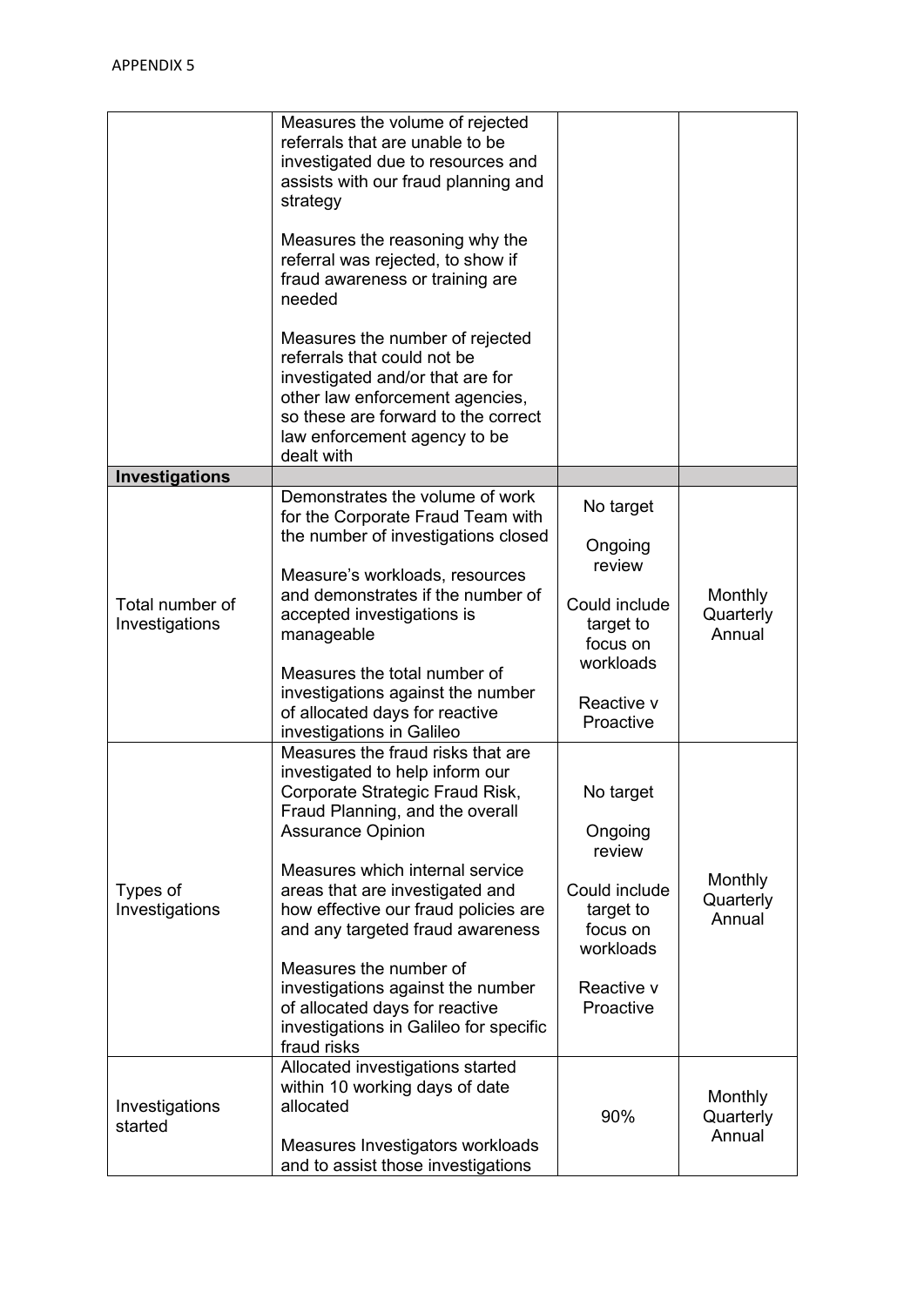APPENDIX 5

| | | | |
|---|---|---|---|
| | Measures the volume of rejected referrals that are unable to be investigated due to resources and assists with our fraud planning and strategy<br><br>Measures the reasoning why the referral was rejected, to show if fraud awareness or training are needed<br><br>Measures the number of rejected referrals that could not be investigated and/or that are for other law enforcement agencies, so these are forward to the correct law enforcement agency to be dealt with | | |
| **Investigations** | | | |
| Total number of Investigations | Demonstrates the volume of work for the Corporate Fraud Team with the number of investigations closed<br><br>Measure's workloads, resources and demonstrates if the number of accepted investigations is manageable<br><br>Measures the total number of investigations against the number of allocated days for reactive investigations in Galileo | No target<br><br>Ongoing review<br><br>Could include target to focus on workloads<br><br>Reactive v Proactive | Monthly Quarterly Annual |
| Types of Investigations | Measures the fraud risks that are investigated to help inform our Corporate Strategic Fraud Risk, Fraud Planning, and the overall Assurance Opinion<br><br>Measures which internal service areas that are investigated and how effective our fraud policies are and any targeted fraud awareness<br><br>Measures the number of investigations against the number of allocated days for reactive investigations in Galileo for specific fraud risks | No target<br><br>Ongoing review<br><br>Could include target to focus on workloads<br><br>Reactive v Proactive | Monthly Quarterly Annual |
| Investigations started | Allocated investigations started within 10 working days of date allocated<br><br>Measures Investigators workloads and to assist those investigations | 90% | Monthly Quarterly Annual |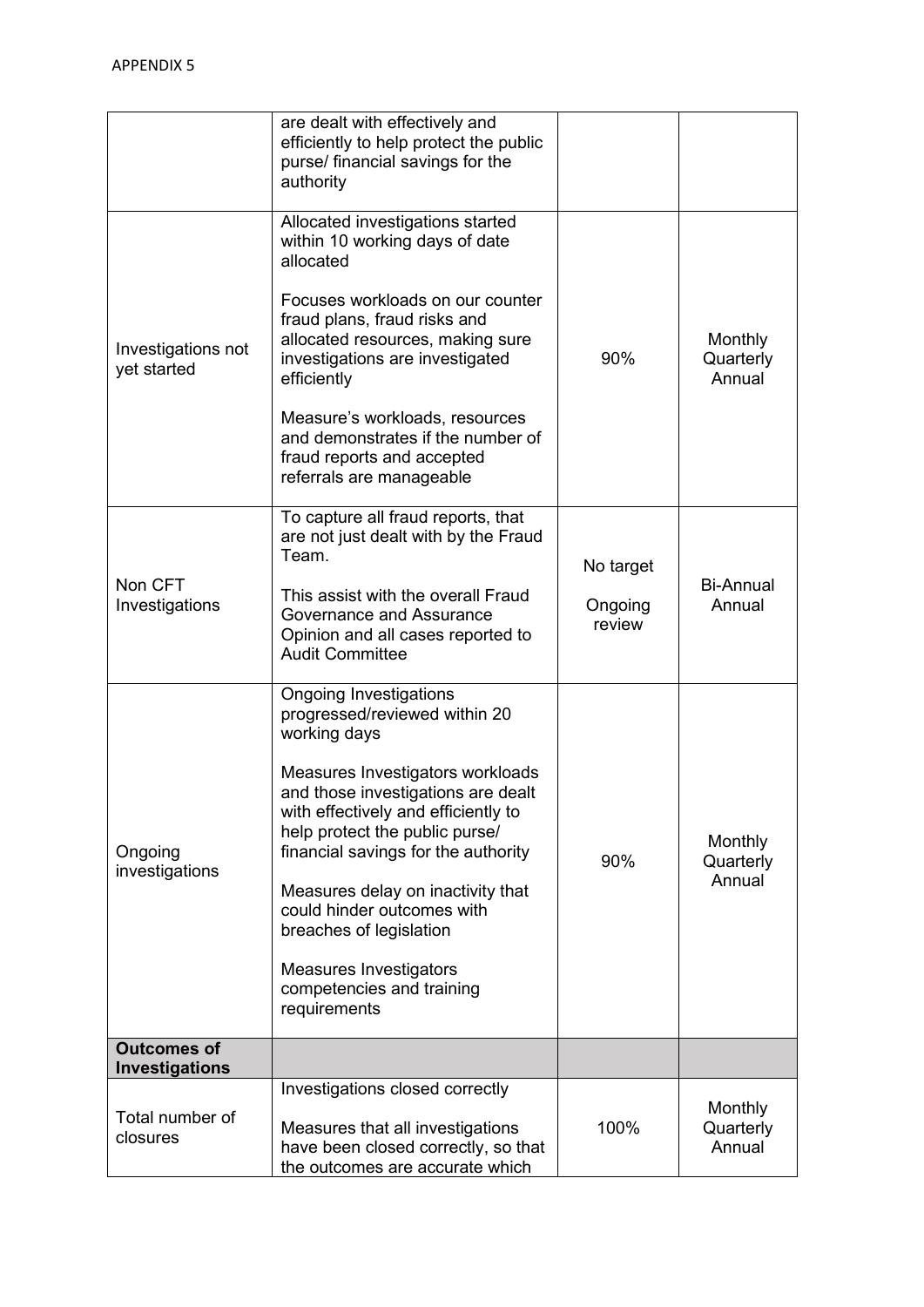APPENDIX 5

| | | | |
|---|---|---|---|
| | are dealt with effectively and efficiently to help protect the public purse/ financial savings for the authority | | |
| Investigations not yet started | Allocated investigations started within 10 working days of date allocated<br><br>Focuses workloads on our counter fraud plans, fraud risks and allocated resources, making sure investigations are investigated efficiently<br><br>Measure's workloads, resources and demonstrates if the number of fraud reports and accepted referrals are manageable | 90% | Monthly<br>Quarterly<br>Annual |
| Non CFT Investigations | To capture all fraud reports, that are not just dealt with by the Fraud Team.<br><br>This assist with the overall Fraud Governance and Assurance Opinion and all cases reported to Audit Committee | No target<br><br>Ongoing review | Bi-Annual<br>Annual |
| Ongoing investigations | Ongoing Investigations progressed/reviewed within 20 working days<br><br>Measures Investigators workloads and those investigations are dealt with effectively and efficiently to help protect the public purse/ financial savings for the authority<br><br>Measures delay on inactivity that could hinder outcomes with breaches of legislation<br><br>Measures Investigators competencies and training requirements | 90% | Monthly<br>Quarterly<br>Annual |
| **Outcomes of Investigations** | | | |
| Total number of closures | Investigations closed correctly<br><br>Measures that all investigations have been closed correctly, so that the outcomes are accurate which | 100% | Monthly<br>Quarterly<br>Annual |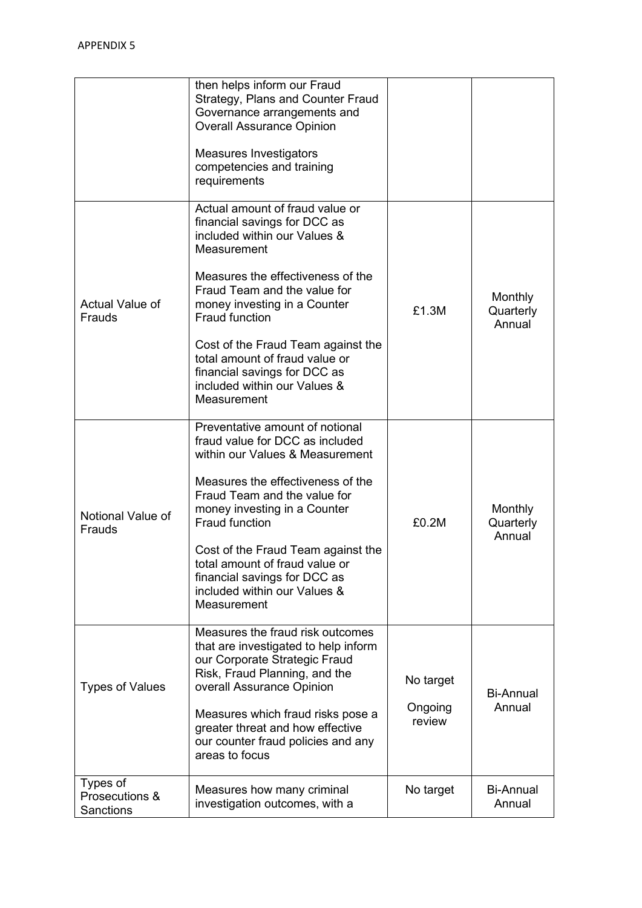APPENDIX 5

| | | | |
|---|---|---|---|
| | then helps inform our Fraud Strategy, Plans and Counter Fraud Governance arrangements and Overall Assurance Opinion<br><br>Measures Investigators competencies and training requirements | | |
| Actual Value of Frauds | Actual amount of fraud value or financial savings for DCC as included within our Values & Measurement<br><br>Measures the effectiveness of the Fraud Team and the value for money investing in a Counter Fraud function<br><br>Cost of the Fraud Team against the total amount of fraud value or financial savings for DCC as included within our Values & Measurement | £1.3M | Monthly<br>Quarterly<br>Annual |
| Notional Value of Frauds | Preventative amount of notional fraud value for DCC as included within our Values & Measurement<br><br>Measures the effectiveness of the Fraud Team and the value for money investing in a Counter Fraud function<br><br>Cost of the Fraud Team against the total amount of fraud value or financial savings for DCC as included within our Values & Measurement | £0.2M | Monthly<br>Quarterly<br>Annual |
| Types of Values | Measures the fraud risk outcomes that are investigated to help inform our Corporate Strategic Fraud Risk, Fraud Planning, and the overall Assurance Opinion<br><br>Measures which fraud risks pose a greater threat and how effective our counter fraud policies and any areas to focus | No target<br><br>Ongoing review | Bi-Annual<br>Annual |
| Types of Prosecutions & Sanctions | Measures how many criminal investigation outcomes, with a | No target | Bi-Annual<br>Annual |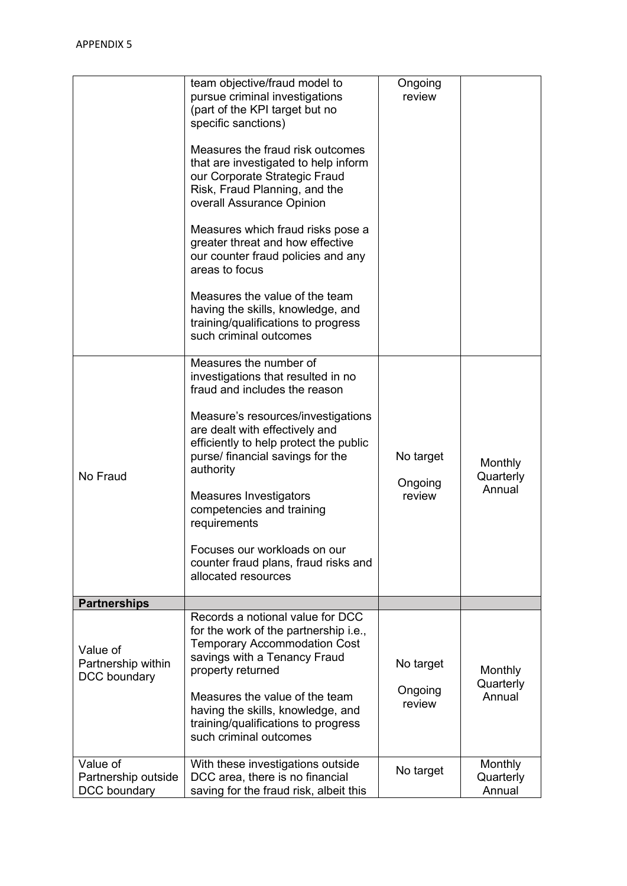APPENDIX 5

| | | | |
|---|---|---|---|
| | team objective/fraud model to pursue criminal investigations (part of the KPI target but no specific sanctions)<br><br>Measures the fraud risk outcomes that are investigated to help inform our Corporate Strategic Fraud Risk, Fraud Planning, and the overall Assurance Opinion<br><br>Measures which fraud risks pose a greater threat and how effective our counter fraud policies and any areas to focus<br><br>Measures the value of the team having the skills, knowledge, and training/qualifications to progress such criminal outcomes | Ongoing review | |
| No Fraud | Measures the number of investigations that resulted in no fraud and includes the reason<br><br>Measure's resources/investigations are dealt with effectively and efficiently to help protect the public purse/ financial savings for the authority<br><br>Measures Investigators competencies and training requirements<br><br>Focuses our workloads on our counter fraud plans, fraud risks and allocated resources | No target<br><br>Ongoing review | Monthly<br>Quarterly<br>Annual |
| **Partnerships** | | | |
| Value of Partnership within DCC boundary | Records a notional value for DCC for the work of the partnership i.e., Temporary Accommodation Cost savings with a Tenancy Fraud property returned<br><br>Measures the value of the team having the skills, knowledge, and training/qualifications to progress such criminal outcomes | No target<br><br>Ongoing review | Monthly<br>Quarterly<br>Annual |
| Value of Partnership outside DCC boundary | With these investigations outside DCC area, there is no financial saving for the fraud risk, albeit this | No target | Monthly<br>Quarterly<br>Annual |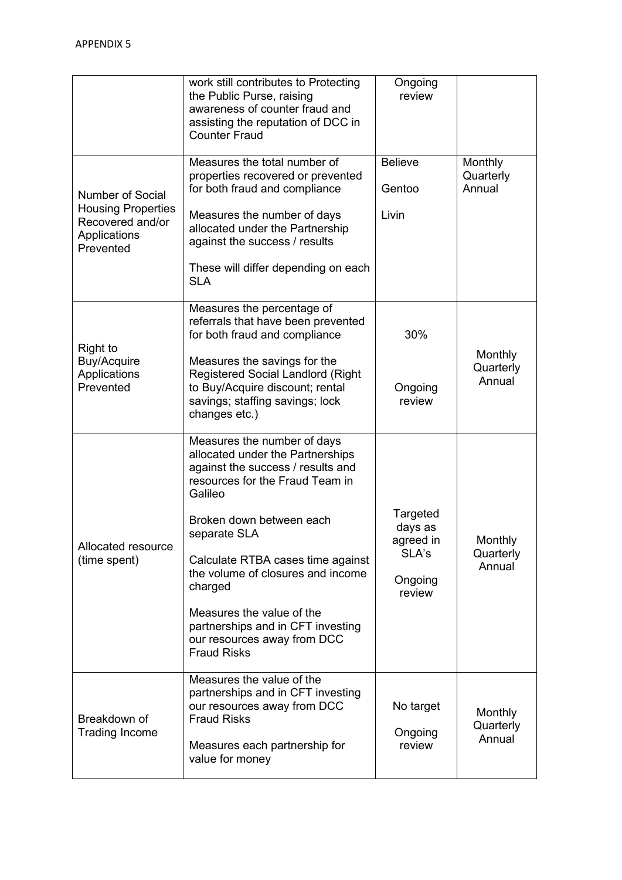APPENDIX 5

| | | | |
|---|---|---|---|
| | work still contributes to Protecting the Public Purse, raising awareness of counter fraud and assisting the reputation of DCC in Counter Fraud | Ongoing review | |
| Number of Social Housing Properties Recovered and/or Applications Prevented | Measures the total number of properties recovered or prevented for both fraud and compliance<br><br>Measures the number of days allocated under the Partnership against the success / results<br><br>These will differ depending on each SLA | Believe<br><br>Gentoo<br><br>Livin | Monthly<br>Quarterly<br>Annual |
| Right to Buy/Acquire Applications Prevented | Measures the percentage of referrals that have been prevented for both fraud and compliance<br><br>Measures the savings for the Registered Social Landlord (Right to Buy/Acquire discount; rental savings; staffing savings; lock changes etc.) | 30%<br><br>Ongoing review | Monthly<br>Quarterly<br>Annual |
| Allocated resource (time spent) | Measures the number of days allocated under the Partnerships against the success / results and resources for the Fraud Team in Galileo<br><br>Broken down between each separate SLA<br><br>Calculate RTBA cases time against the volume of closures and income charged<br><br>Measures the value of the partnerships and in CFT investing our resources away from DCC Fraud Risks | Targeted days as agreed in SLA's<br><br>Ongoing review | Monthly<br>Quarterly<br>Annual |
| Breakdown of Trading Income | Measures the value of the partnerships and in CFT investing our resources away from DCC Fraud Risks<br><br>Measures each partnership for value for money | No target<br><br>Ongoing review | Monthly<br>Quarterly<br>Annual |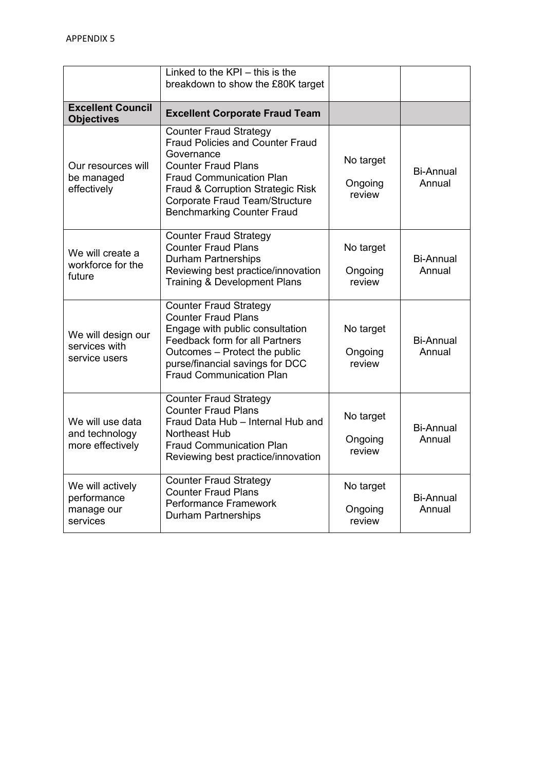APPENDIX 5

| | | | |
|---|---|---|---|
| | Linked to the KPI – this is the breakdown to show the £80K target | | |
| **Excellent Council Objectives** | **Excellent Corporate Fraud Team** | | |
| Our resources will be managed effectively | Counter Fraud Strategy<br>Fraud Policies and Counter Fraud Governance<br>Counter Fraud Plans<br>Fraud Communication Plan<br>Fraud & Corruption Strategic Risk<br>Corporate Fraud Team/Structure<br>Benchmarking Counter Fraud | No target<br>Ongoing review | Bi-Annual<br>Annual |
| We will create a workforce for the future | Counter Fraud Strategy<br>Counter Fraud Plans<br>Durham Partnerships<br>Reviewing best practice/innovation<br>Training & Development Plans | No target<br>Ongoing review | Bi-Annual<br>Annual |
| We will design our services with service users | Counter Fraud Strategy<br>Counter Fraud Plans<br>Engage with public consultation<br>Feedback form for all Partners<br>Outcomes – Protect the public purse/financial savings for DCC<br>Fraud Communication Plan | No target<br>Ongoing review | Bi-Annual<br>Annual |
| We will use data and technology more effectively | Counter Fraud Strategy<br>Counter Fraud Plans<br>Fraud Data Hub – Internal Hub and Northeast Hub<br>Fraud Communication Plan<br>Reviewing best practice/innovation | No target<br>Ongoing review | Bi-Annual<br>Annual |
| We will actively performance manage our services | Counter Fraud Strategy<br>Counter Fraud Plans<br>Performance Framework<br>Durham Partnerships | No target<br>Ongoing review | Bi-Annual<br>Annual |